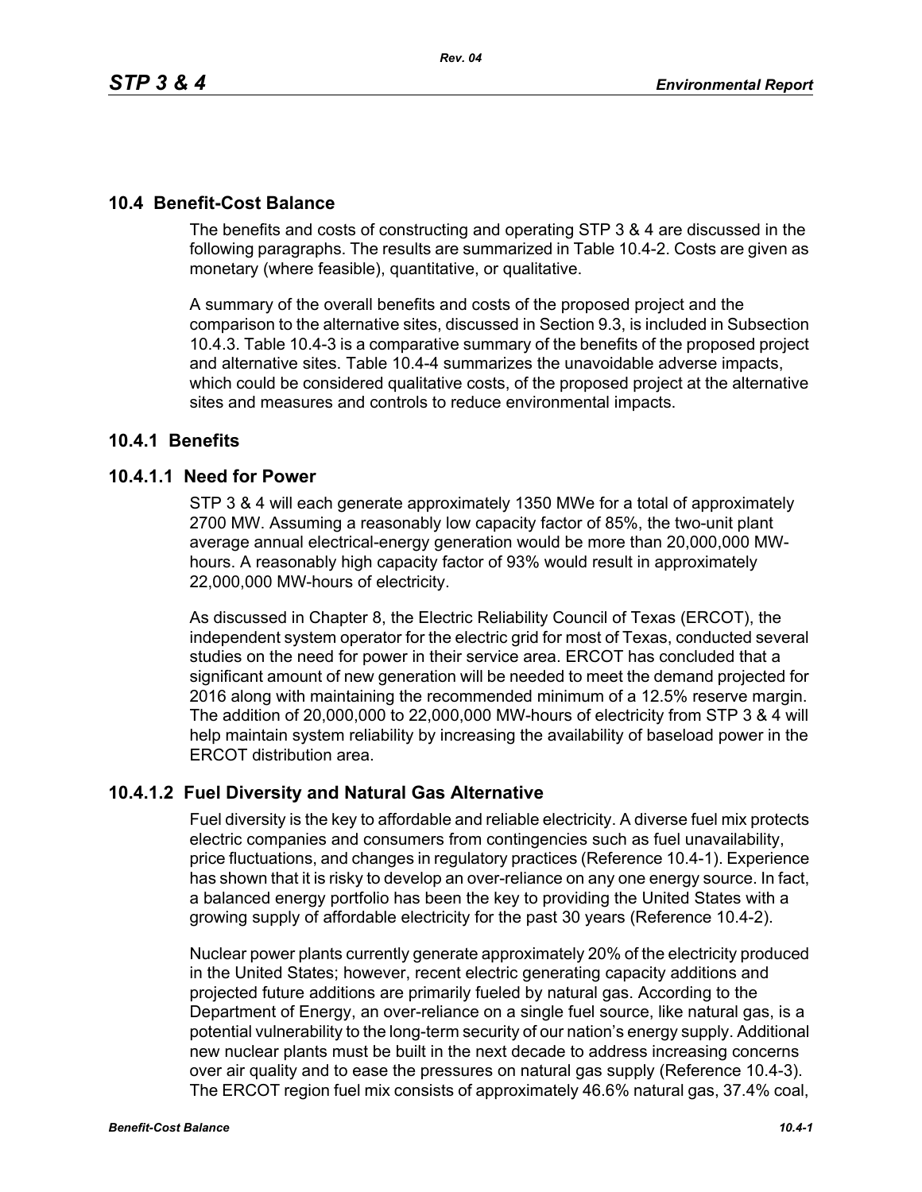## 10.4 Benefit-Cost Balance

The benefits and costs of constructing and operating STP 3 & 4 are discussed in the following paragraphs. The results are summarized in Table 10.4-2. Costs are given as monetary (where feasible), quantitative, or qualitative.

A summary of the overall benefits and costs of the proposed project and the comparison to the alternative sites, discussed in Section 9.3, is included in Subsection 10.4.3. Table 10.4-3 is a comparative summary of the benefits of the proposed project and alternative sites. Table 10.4-4 summarizes the unavoidable adverse impacts, which could be considered qualitative costs, of the proposed project at the alternative sites and measures and controls to reduce environmental impacts.

### 10.4.1 Benefits

#### 10.4.1.1 Need for Power

STP 3 & 4 will each generate approximately 1350 MWe for a total of approximately 2700 MW. Assuming a reasonably low capacity factor of 85%, the two-unit plant average annual electrical-energy generation would be more than 20,000,000 MW-hours. A reasonably high capacity factor of 93% would result in approximately 22,000,000 MW-hours of electricity.

As discussed in Chapter 8, the Electric Reliability Council of Texas (ERCOT), the independent system operator for the electric grid for most of Texas, conducted several studies on the need for power in their service area. ERCOT has concluded that a significant amount of new generation will be needed to meet the demand projected for 2016 along with maintaining the recommended minimum of a 12.5% reserve margin. The addition of 20,000,000 to 22,000,000 MW-hours of electricity from STP 3 & 4 will help maintain system reliability by increasing the availability of baseload power in the ERCOT distribution area.

#### 10.4.1.2 Fuel Diversity and Natural Gas Alternative

Fuel diversity is the key to affordable and reliable electricity. A diverse fuel mix protects electric companies and consumers from contingencies such as fuel unavailability, price fluctuations, and changes in regulatory practices (Reference 10.4-1). Experience has shown that it is risky to develop an over-reliance on any one energy source. In fact, a balanced energy portfolio has been the key to providing the United States with a growing supply of affordable electricity for the past 30 years (Reference 10.4-2).

Nuclear power plants currently generate approximately 20% of the electricity produced in the United States; however, recent electric generating capacity additions and projected future additions are primarily fueled by natural gas. According to the Department of Energy, an over-reliance on a single fuel source, like natural gas, is a potential vulnerability to the long-term security of our nation's energy supply. Additional new nuclear plants must be built in the next decade to address increasing concerns over air quality and to ease the pressures on natural gas supply (Reference 10.4-3). The ERCOT region fuel mix consists of approximately 46.6% natural gas, 37.4% coal,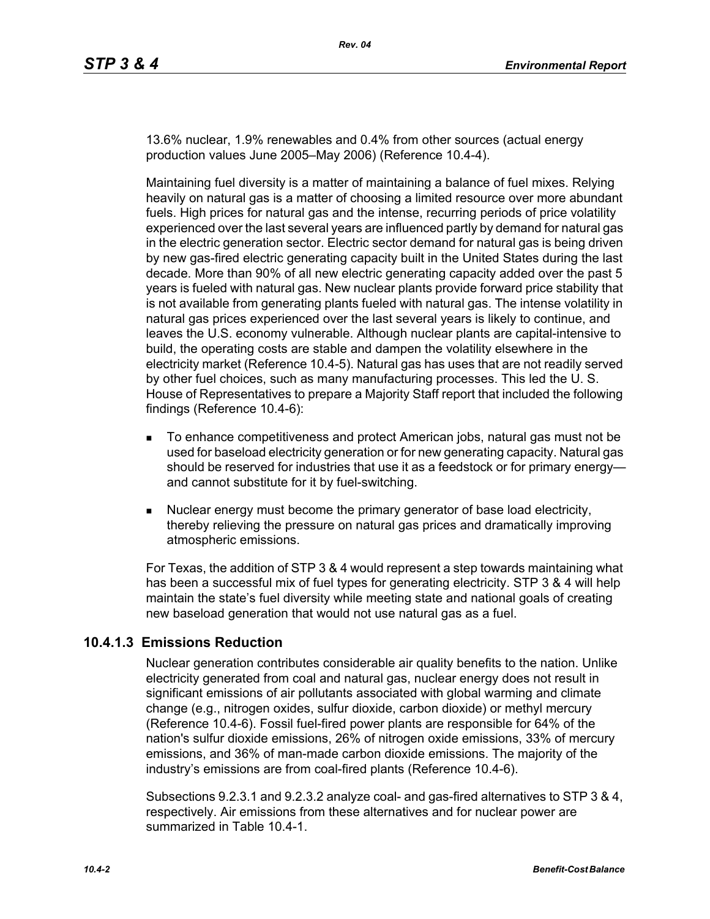13.6% nuclear, 1.9% renewables and 0.4% from other sources (actual energy production values June 2005–May 2006) (Reference 10.4-4).

Maintaining fuel diversity is a matter of maintaining a balance of fuel mixes. Relying heavily on natural gas is a matter of choosing a limited resource over more abundant fuels. High prices for natural gas and the intense, recurring periods of price volatility experienced over the last several years are influenced partly by demand for natural gas in the electric generation sector. Electric sector demand for natural gas is being driven by new gas-fired electric generating capacity built in the United States during the last decade. More than 90% of all new electric generating capacity added over the past 5 years is fueled with natural gas. New nuclear plants provide forward price stability that is not available from generating plants fueled with natural gas. The intense volatility in natural gas prices experienced over the last several years is likely to continue, and leaves the U.S. economy vulnerable. Although nuclear plants are capital-intensive to build, the operating costs are stable and dampen the volatility elsewhere in the electricity market (Reference 10.4-5). Natural gas has uses that are not readily served by other fuel choices, such as many manufacturing processes. This led the U. S. House of Representatives to prepare a Majority Staff report that included the following findings (Reference 10.4-6):

- To enhance competitiveness and protect American jobs, natural gas must not be used for baseload electricity generation or for new generating capacity. Natural gas should be reserved for industries that use it as a feedstock or for primary energy—and cannot substitute for it by fuel-switching.
- Nuclear energy must become the primary generator of base load electricity, thereby relieving the pressure on natural gas prices and dramatically improving atmospheric emissions.

For Texas, the addition of STP 3 & 4 would represent a step towards maintaining what has been a successful mix of fuel types for generating electricity. STP 3 & 4 will help maintain the state's fuel diversity while meeting state and national goals of creating new baseload generation that would not use natural gas as a fuel.

### 10.4.1.3 Emissions Reduction

Nuclear generation contributes considerable air quality benefits to the nation. Unlike electricity generated from coal and natural gas, nuclear energy does not result in significant emissions of air pollutants associated with global warming and climate change (e.g., nitrogen oxides, sulfur dioxide, carbon dioxide) or methyl mercury (Reference 10.4-6). Fossil fuel-fired power plants are responsible for 64% of the nation's sulfur dioxide emissions, 26% of nitrogen oxide emissions, 33% of mercury emissions, and 36% of man-made carbon dioxide emissions. The majority of the industry's emissions are from coal-fired plants (Reference 10.4-6).

Subsections 9.2.3.1 and 9.2.3.2 analyze coal- and gas-fired alternatives to STP 3 & 4, respectively. Air emissions from these alternatives and for nuclear power are summarized in Table 10.4-1.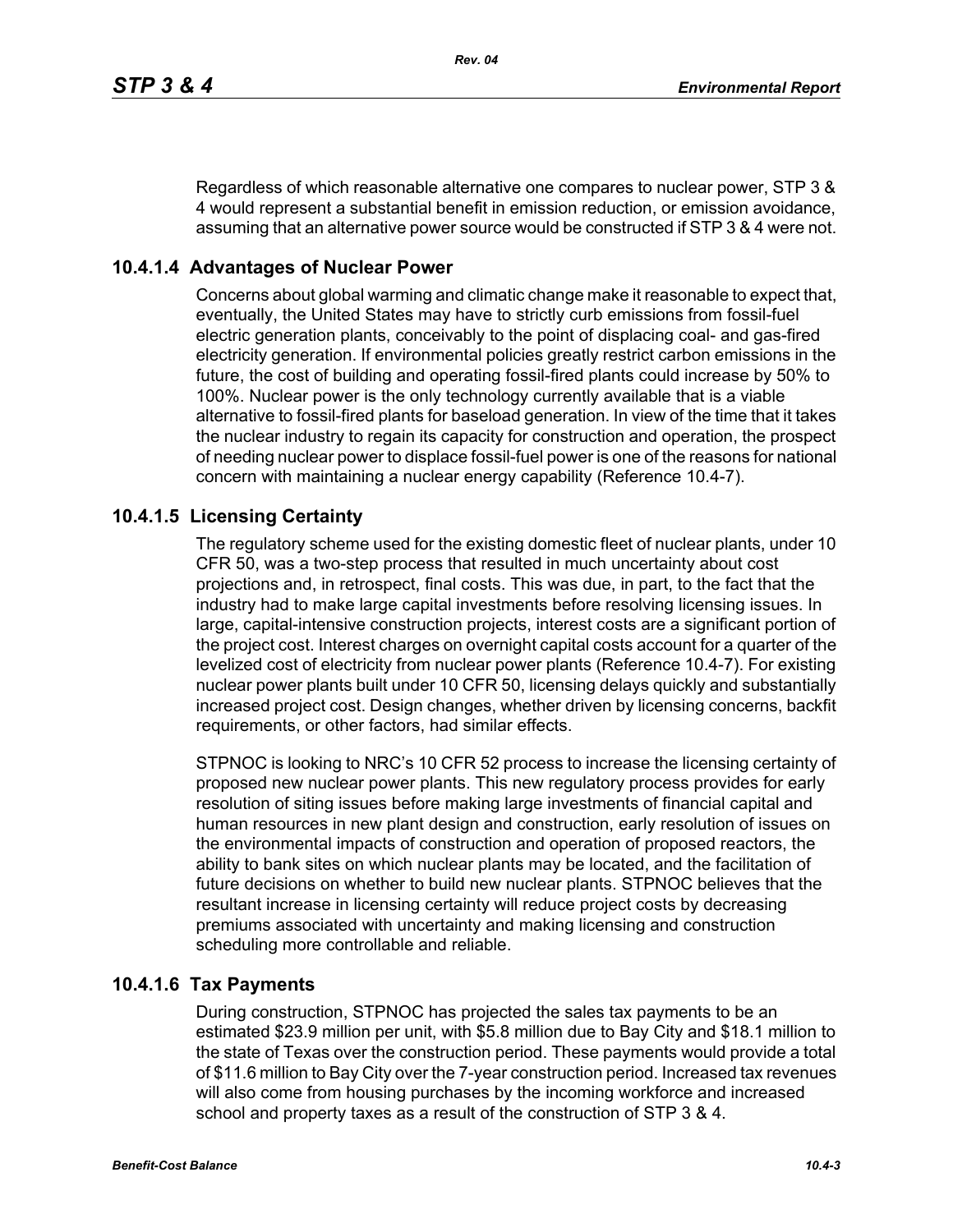Regardless of which reasonable alternative one compares to nuclear power, STP 3 & 4 would represent a substantial benefit in emission reduction, or emission avoidance, assuming that an alternative power source would be constructed if STP 3 & 4 were not.

### 10.4.1.4 Advantages of Nuclear Power

Concerns about global warming and climatic change make it reasonable to expect that, eventually, the United States may have to strictly curb emissions from fossil-fuel electric generation plants, conceivably to the point of displacing coal- and gas-fired electricity generation. If environmental policies greatly restrict carbon emissions in the future, the cost of building and operating fossil-fired plants could increase by 50% to 100%. Nuclear power is the only technology currently available that is a viable alternative to fossil-fired plants for baseload generation. In view of the time that it takes the nuclear industry to regain its capacity for construction and operation, the prospect of needing nuclear power to displace fossil-fuel power is one of the reasons for national concern with maintaining a nuclear energy capability (Reference 10.4-7).

### 10.4.1.5 Licensing Certainty

The regulatory scheme used for the existing domestic fleet of nuclear plants, under 10 CFR 50, was a two-step process that resulted in much uncertainty about cost projections and, in retrospect, final costs. This was due, in part, to the fact that the industry had to make large capital investments before resolving licensing issues. In large, capital-intensive construction projects, interest costs are a significant portion of the project cost. Interest charges on overnight capital costs account for a quarter of the levelized cost of electricity from nuclear power plants (Reference 10.4-7). For existing nuclear power plants built under 10 CFR 50, licensing delays quickly and substantially increased project cost. Design changes, whether driven by licensing concerns, backfit requirements, or other factors, had similar effects.

STPNOC is looking to NRC's 10 CFR 52 process to increase the licensing certainty of proposed new nuclear power plants. This new regulatory process provides for early resolution of siting issues before making large investments of financial capital and human resources in new plant design and construction, early resolution of issues on the environmental impacts of construction and operation of proposed reactors, the ability to bank sites on which nuclear plants may be located, and the facilitation of future decisions on whether to build new nuclear plants. STPNOC believes that the resultant increase in licensing certainty will reduce project costs by decreasing premiums associated with uncertainty and making licensing and construction scheduling more controllable and reliable.

### 10.4.1.6 Tax Payments

During construction, STPNOC has projected the sales tax payments to be an estimated $23.9 million per unit, with $5.8 million due to Bay City and $18.1 million to the state of Texas over the construction period. These payments would provide a total of $11.6 million to Bay City over the 7-year construction period. Increased tax revenues will also come from housing purchases by the incoming workforce and increased school and property taxes as a result of the construction of STP 3 & 4.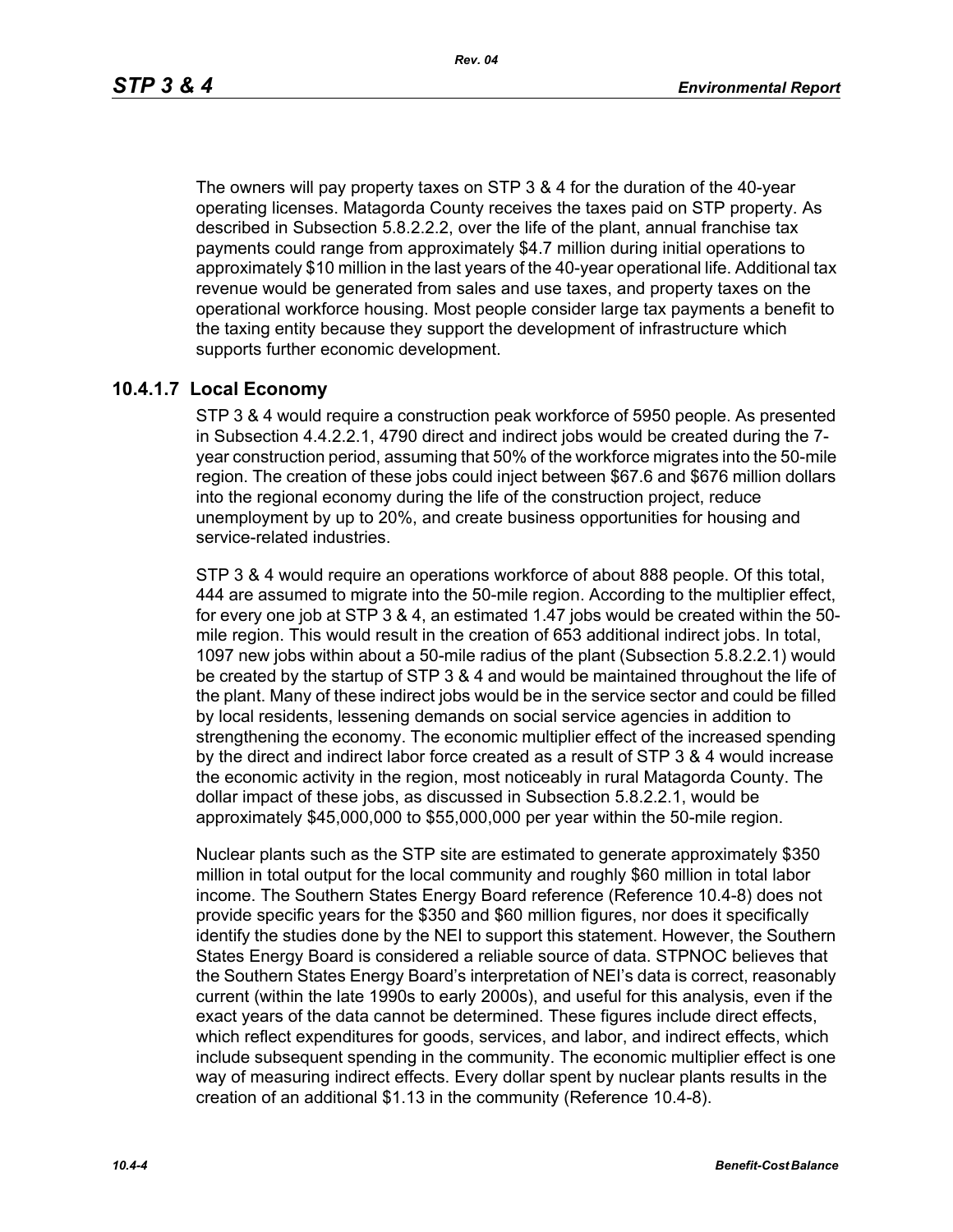The owners will pay property taxes on STP 3 & 4 for the duration of the 40-year operating licenses. Matagorda County receives the taxes paid on STP property. As described in Subsection 5.8.2.2.2, over the life of the plant, annual franchise tax payments could range from approximately $4.7 million during initial operations to approximately $10 million in the last years of the 40-year operational life. Additional tax revenue would be generated from sales and use taxes, and property taxes on the operational workforce housing. Most people consider large tax payments a benefit to the taxing entity because they support the development of infrastructure which supports further economic development.

### 10.4.1.7 Local Economy

STP 3 & 4 would require a construction peak workforce of 5950 people. As presented in Subsection 4.4.2.2.1, 4790 direct and indirect jobs would be created during the 7-year construction period, assuming that 50% of the workforce migrates into the 50-mile region. The creation of these jobs could inject between $67.6 and $676 million dollars into the regional economy during the life of the construction project, reduce unemployment by up to 20%, and create business opportunities for housing and service-related industries.

STP 3 & 4 would require an operations workforce of about 888 people. Of this total, 444 are assumed to migrate into the 50-mile region. According to the multiplier effect, for every one job at STP 3 & 4, an estimated 1.47 jobs would be created within the 50-mile region. This would result in the creation of 653 additional indirect jobs. In total, 1097 new jobs within about a 50-mile radius of the plant (Subsection 5.8.2.2.1) would be created by the startup of STP 3 & 4 and would be maintained throughout the life of the plant. Many of these indirect jobs would be in the service sector and could be filled by local residents, lessening demands on social service agencies in addition to strengthening the economy. The economic multiplier effect of the increased spending by the direct and indirect labor force created as a result of STP 3 & 4 would increase the economic activity in the region, most noticeably in rural Matagorda County. The dollar impact of these jobs, as discussed in Subsection 5.8.2.2.1, would be approximately $45,000,000 to $55,000,000 per year within the 50-mile region.

Nuclear plants such as the STP site are estimated to generate approximately $350 million in total output for the local community and roughly $60 million in total labor income. The Southern States Energy Board reference (Reference 10.4-8) does not provide specific years for the $350 and $60 million figures, nor does it specifically identify the studies done by the NEI to support this statement. However, the Southern States Energy Board is considered a reliable source of data. STPNOC believes that the Southern States Energy Board's interpretation of NEI's data is correct, reasonably current (within the late 1990s to early 2000s), and useful for this analysis, even if the exact years of the data cannot be determined. These figures include direct effects, which reflect expenditures for goods, services, and labor, and indirect effects, which include subsequent spending in the community. The economic multiplier effect is one way of measuring indirect effects. Every dollar spent by nuclear plants results in the creation of an additional $1.13 in the community (Reference 10.4-8).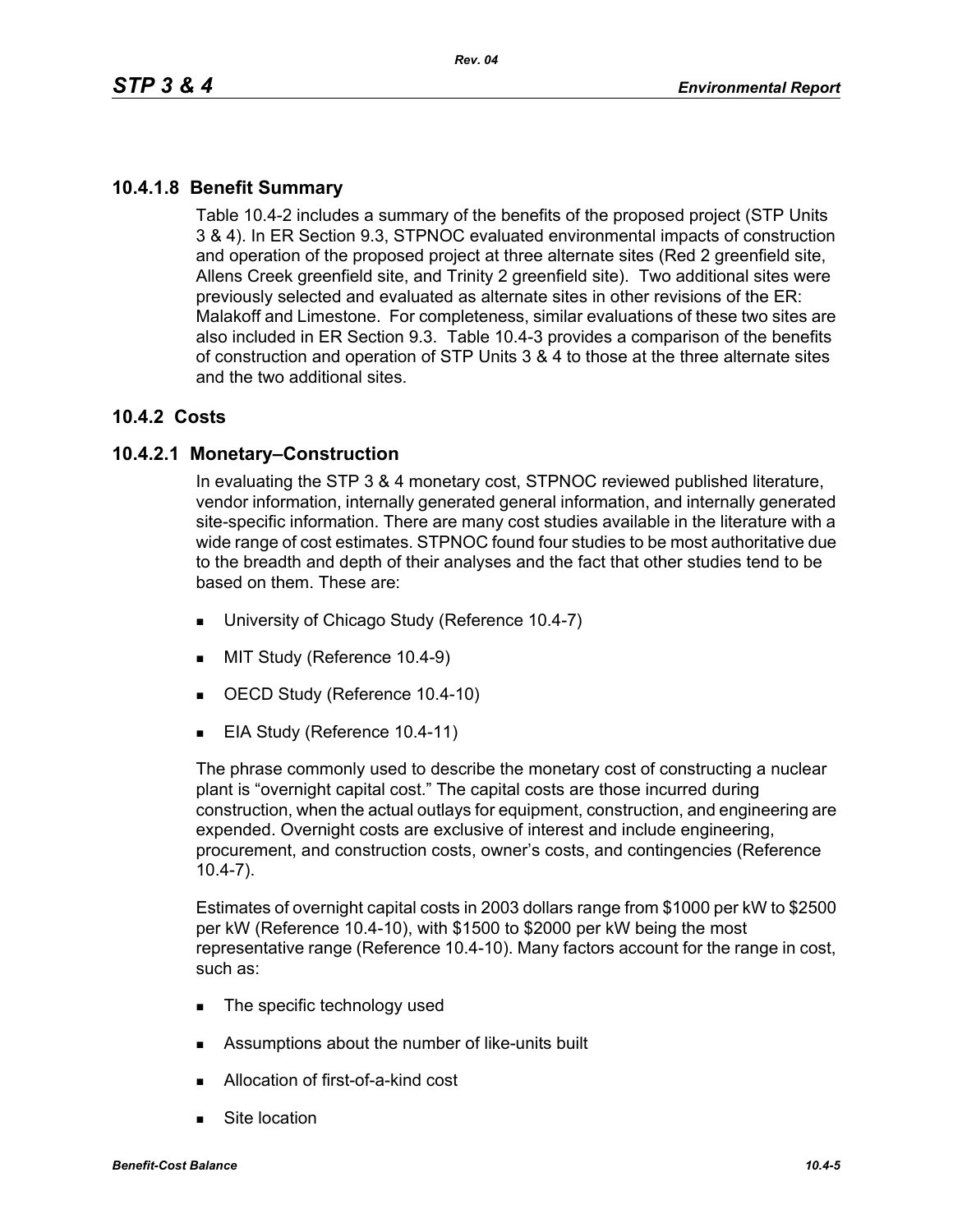### 10.4.1.8 Benefit Summary

Table 10.4-2 includes a summary of the benefits of the proposed project (STP Units 3 & 4). In ER Section 9.3, STPNOC evaluated environmental impacts of construction and operation of the proposed project at three alternate sites (Red 2 greenfield site, Allens Creek greenfield site, and Trinity 2 greenfield site). Two additional sites were previously selected and evaluated as alternate sites in other revisions of the ER: Malakoff and Limestone. For completeness, similar evaluations of these two sites are also included in ER Section 9.3. Table 10.4-3 provides a comparison of the benefits of construction and operation of STP Units 3 & 4 to those at the three alternate sites and the two additional sites.

## 10.4.2 Costs

### 10.4.2.1 Monetary–Construction

In evaluating the STP 3 & 4 monetary cost, STPNOC reviewed published literature, vendor information, internally generated general information, and internally generated site-specific information. There are many cost studies available in the literature with a wide range of cost estimates. STPNOC found four studies to be most authoritative due to the breadth and depth of their analyses and the fact that other studies tend to be based on them. These are:

- University of Chicago Study (Reference 10.4-7)
- MIT Study (Reference 10.4-9)
- OECD Study (Reference 10.4-10)
- EIA Study (Reference 10.4-11)

The phrase commonly used to describe the monetary cost of constructing a nuclear plant is "overnight capital cost." The capital costs are those incurred during construction, when the actual outlays for equipment, construction, and engineering are expended. Overnight costs are exclusive of interest and include engineering, procurement, and construction costs, owner's costs, and contingencies (Reference 10.4-7).

Estimates of overnight capital costs in 2003 dollars range from $1000 per kW to $2500 per kW (Reference 10.4-10), with $1500 to $2000 per kW being the most representative range (Reference 10.4-10). Many factors account for the range in cost, such as:

- The specific technology used
- Assumptions about the number of like-units built
- Allocation of first-of-a-kind cost
- Site location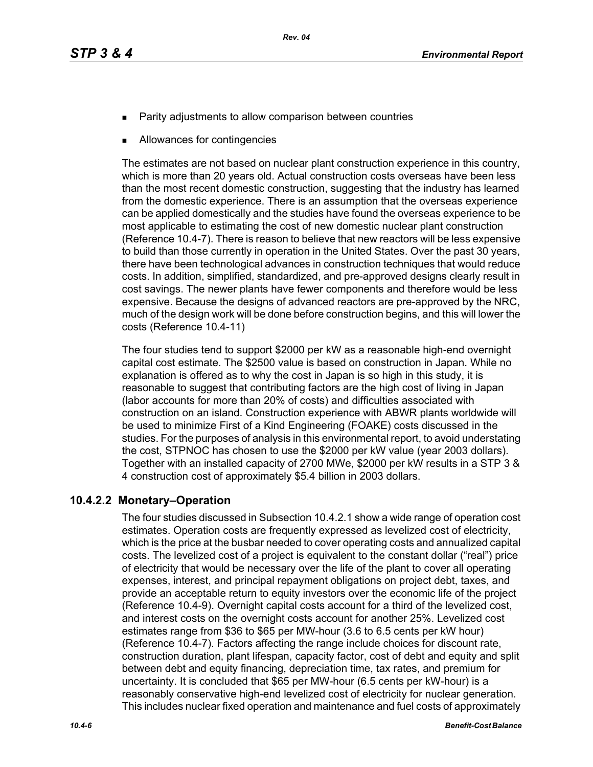- Parity adjustments to allow comparison between countries
- Allowances for contingencies

The estimates are not based on nuclear plant construction experience in this country, which is more than 20 years old. Actual construction costs overseas have been less than the most recent domestic construction, suggesting that the industry has learned from the domestic experience. There is an assumption that the overseas experience can be applied domestically and the studies have found the overseas experience to be most applicable to estimating the cost of new domestic nuclear plant construction (Reference 10.4-7). There is reason to believe that new reactors will be less expensive to build than those currently in operation in the United States. Over the past 30 years, there have been technological advances in construction techniques that would reduce costs. In addition, simplified, standardized, and pre-approved designs clearly result in cost savings. The newer plants have fewer components and therefore would be less expensive. Because the designs of advanced reactors are pre-approved by the NRC, much of the design work will be done before construction begins, and this will lower the costs (Reference 10.4-11)

The four studies tend to support $2000 per kW as a reasonable high-end overnight capital cost estimate. The $2500 value is based on construction in Japan. While no explanation is offered as to why the cost in Japan is so high in this study, it is reasonable to suggest that contributing factors are the high cost of living in Japan (labor accounts for more than 20% of costs) and difficulties associated with construction on an island. Construction experience with ABWR plants worldwide will be used to minimize First of a Kind Engineering (FOAKE) costs discussed in the studies. For the purposes of analysis in this environmental report, to avoid understating the cost, STPNOC has chosen to use the $2000 per kW value (year 2003 dollars). Together with an installed capacity of 2700 MWe, $2000 per kW results in a STP 3 & 4 construction cost of approximately $5.4 billion in 2003 dollars.

### 10.4.2.2 Monetary–Operation

The four studies discussed in Subsection 10.4.2.1 show a wide range of operation cost estimates. Operation costs are frequently expressed as levelized cost of electricity, which is the price at the busbar needed to cover operating costs and annualized capital costs. The levelized cost of a project is equivalent to the constant dollar ("real") price of electricity that would be necessary over the life of the plant to cover all operating expenses, interest, and principal repayment obligations on project debt, taxes, and provide an acceptable return to equity investors over the economic life of the project (Reference 10.4-9). Overnight capital costs account for a third of the levelized cost, and interest costs on the overnight costs account for another 25%. Levelized cost estimates range from $36 to $65 per MW-hour (3.6 to 6.5 cents per kW hour) (Reference 10.4-7). Factors affecting the range include choices for discount rate, construction duration, plant lifespan, capacity factor, cost of debt and equity and split between debt and equity financing, depreciation time, tax rates, and premium for uncertainty. It is concluded that $65 per MW-hour (6.5 cents per kW-hour) is a reasonably conservative high-end levelized cost of electricity for nuclear generation. This includes nuclear fixed operation and maintenance and fuel costs of approximately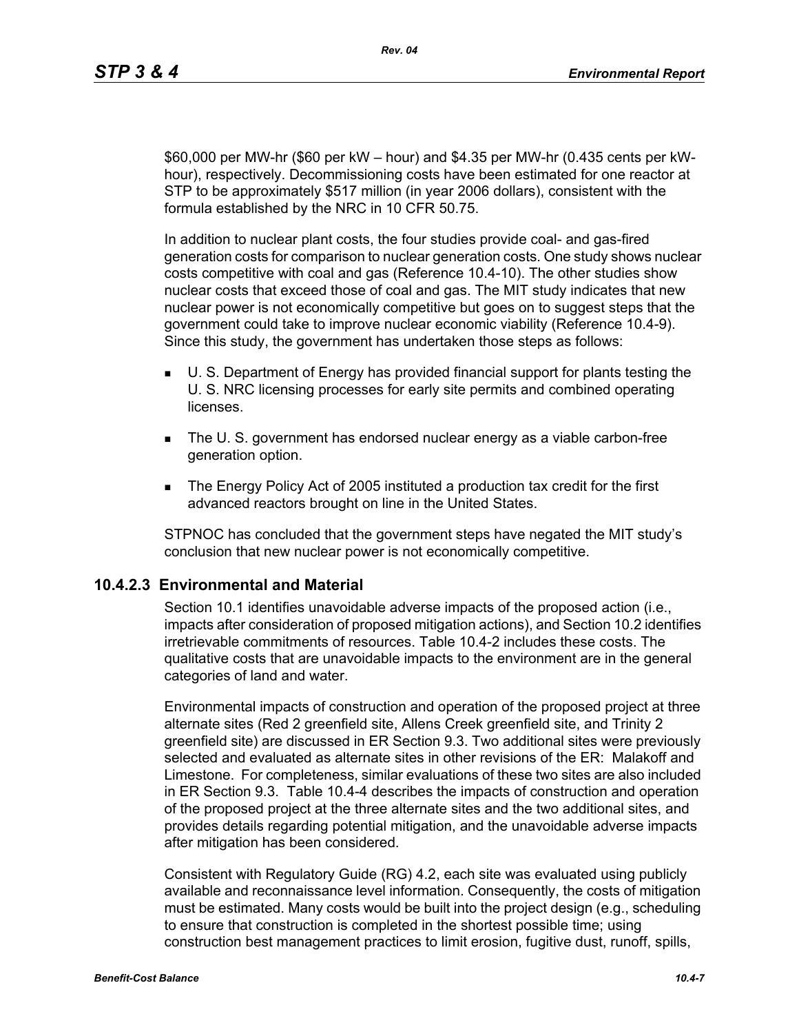$60,000 per MW-hr ($60 per kW – hour) and $4.35 per MW-hr (0.435 cents per kW-hour), respectively. Decommissioning costs have been estimated for one reactor at STP to be approximately $517 million (in year 2006 dollars), consistent with the formula established by the NRC in 10 CFR 50.75.

In addition to nuclear plant costs, the four studies provide coal- and gas-fired generation costs for comparison to nuclear generation costs. One study shows nuclear costs competitive with coal and gas (Reference 10.4-10). The other studies show nuclear costs that exceed those of coal and gas. The MIT study indicates that new nuclear power is not economically competitive but goes on to suggest steps that the government could take to improve nuclear economic viability (Reference 10.4-9). Since this study, the government has undertaken those steps as follows:

- U. S. Department of Energy has provided financial support for plants testing the U. S. NRC licensing processes for early site permits and combined operating licenses.
- The U. S. government has endorsed nuclear energy as a viable carbon-free generation option.
- The Energy Policy Act of 2005 instituted a production tax credit for the first advanced reactors brought on line in the United States.

STPNOC has concluded that the government steps have negated the MIT study's conclusion that new nuclear power is not economically competitive.

### 10.4.2.3 Environmental and Material

Section 10.1 identifies unavoidable adverse impacts of the proposed action (i.e., impacts after consideration of proposed mitigation actions), and Section 10.2 identifies irretrievable commitments of resources. Table 10.4-2 includes these costs. The qualitative costs that are unavoidable impacts to the environment are in the general categories of land and water.

Environmental impacts of construction and operation of the proposed project at three alternate sites (Red 2 greenfield site, Allens Creek greenfield site, and Trinity 2 greenfield site) are discussed in ER Section 9.3. Two additional sites were previously selected and evaluated as alternate sites in other revisions of the ER: Malakoff and Limestone. For completeness, similar evaluations of these two sites are also included in ER Section 9.3. Table 10.4-4 describes the impacts of construction and operation of the proposed project at the three alternate sites and the two additional sites, and provides details regarding potential mitigation, and the unavoidable adverse impacts after mitigation has been considered.

Consistent with Regulatory Guide (RG) 4.2, each site was evaluated using publicly available and reconnaissance level information. Consequently, the costs of mitigation must be estimated. Many costs would be built into the project design (e.g., scheduling to ensure that construction is completed in the shortest possible time; using construction best management practices to limit erosion, fugitive dust, runoff, spills,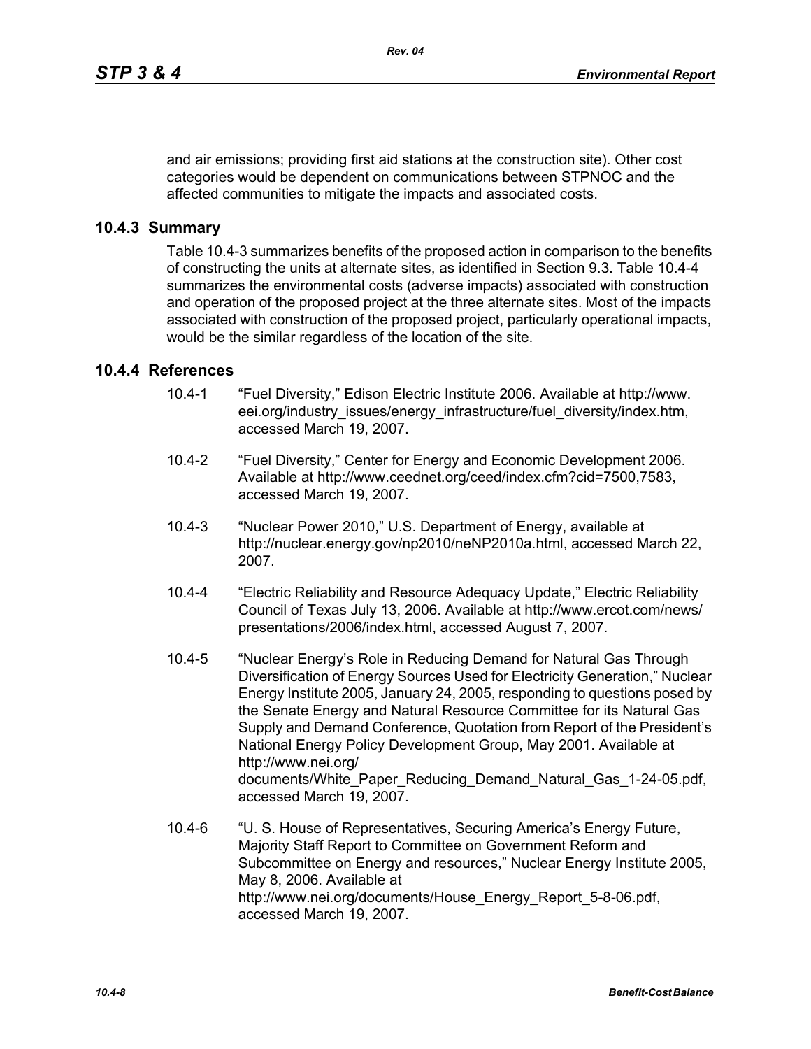and air emissions; providing first aid stations at the construction site). Other cost categories would be dependent on communications between STPNOC and the affected communities to mitigate the impacts and associated costs.

### 10.4.3 Summary

Table 10.4-3 summarizes benefits of the proposed action in comparison to the benefits of constructing the units at alternate sites, as identified in Section 9.3. Table 10.4-4 summarizes the environmental costs (adverse impacts) associated with construction and operation of the proposed project at the three alternate sites. Most of the impacts associated with construction of the proposed project, particularly operational impacts, would be the similar regardless of the location of the site.

### 10.4.4 References

10.4-1 "Fuel Diversity," Edison Electric Institute 2006. Available at http://www.eei.org/industry_issues/energy_infrastructure/fuel_diversity/index.htm, accessed March 19, 2007.

10.4-2 "Fuel Diversity," Center for Energy and Economic Development 2006. Available at http://www.ceednet.org/ceed/index.cfm?cid=7500,7583, accessed March 19, 2007.

10.4-3 "Nuclear Power 2010," U.S. Department of Energy, available at http://nuclear.energy.gov/np2010/neNP2010a.html, accessed March 22, 2007.

10.4-4 "Electric Reliability and Resource Adequacy Update," Electric Reliability Council of Texas July 13, 2006. Available at http://www.ercot.com/news/presentations/2006/index.html, accessed August 7, 2007.

10.4-5 "Nuclear Energy's Role in Reducing Demand for Natural Gas Through Diversification of Energy Sources Used for Electricity Generation," Nuclear Energy Institute 2005, January 24, 2005, responding to questions posed by the Senate Energy and Natural Resource Committee for its Natural Gas Supply and Demand Conference, Quotation from Report of the President's National Energy Policy Development Group, May 2001. Available at http://www.nei.org/documents/White_Paper_Reducing_Demand_Natural_Gas_1-24-05.pdf, accessed March 19, 2007.

10.4-6 "U. S. House of Representatives, Securing America's Energy Future, Majority Staff Report to Committee on Government Reform and Subcommittee on Energy and resources," Nuclear Energy Institute 2005, May 8, 2006. Available at http://www.nei.org/documents/House_Energy_Report_5-8-06.pdf, accessed March 19, 2007.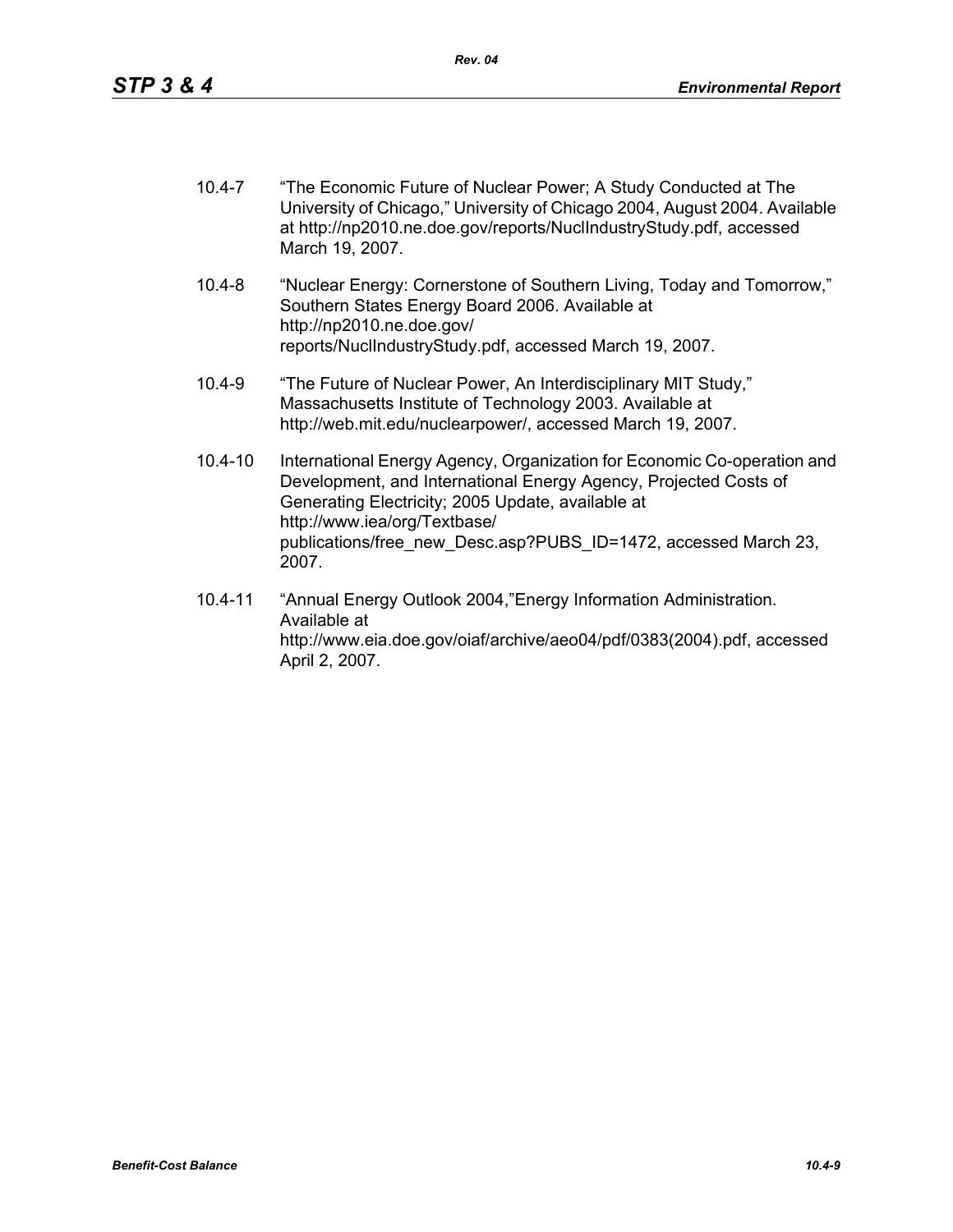10.4-7 "The Economic Future of Nuclear Power; A Study Conducted at The University of Chicago," University of Chicago 2004, August 2004. Available at http://np2010.ne.doe.gov/reports/NuclIndustryStudy.pdf, accessed March 19, 2007.

10.4-8 "Nuclear Energy: Cornerstone of Southern Living, Today and Tomorrow," Southern States Energy Board 2006. Available at http://np2010.ne.doe.gov/reports/NuclIndustryStudy.pdf, accessed March 19, 2007.

10.4-9 "The Future of Nuclear Power, An Interdisciplinary MIT Study," Massachusetts Institute of Technology 2003. Available at http://web.mit.edu/nuclearpower/, accessed March 19, 2007.

10.4-10 International Energy Agency, Organization for Economic Co-operation and Development, and International Energy Agency, Projected Costs of Generating Electricity; 2005 Update, available at http://www.iea/org/Textbase/publications/free_new_Desc.asp?PUBS_ID=1472, accessed March 23, 2007.

10.4-11 "Annual Energy Outlook 2004,"Energy Information Administration. Available at http://www.eia.doe.gov/oiaf/archive/aeo04/pdf/0383(2004).pdf, accessed April 2, 2007.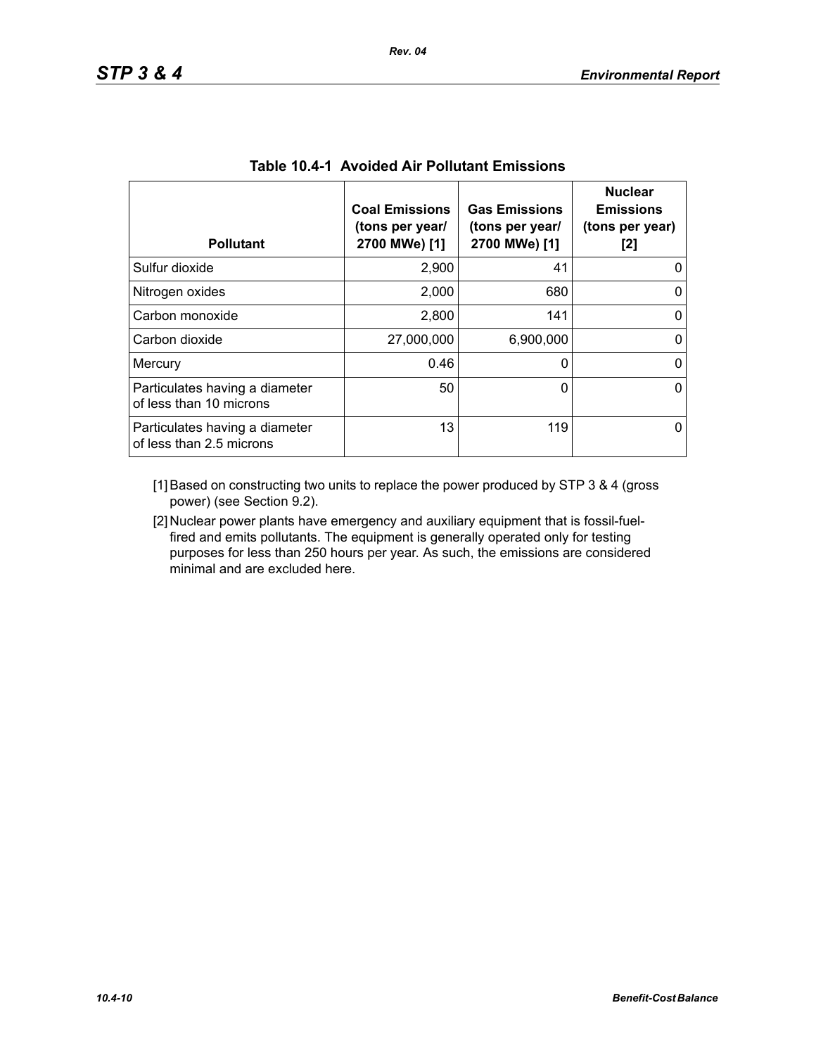**Table 10.4-1 Avoided Air Pollutant Emissions**

| Pollutant | Coal Emissions (tons per year/ 2700 MWe) [1] | Gas Emissions (tons per year/ 2700 MWe) [1] | Nuclear Emissions (tons per year) [2] |
|---|---|---|---|
| Sulfur dioxide | 2,900 | 41 | 0 |
| Nitrogen oxides | 2,000 | 680 | 0 |
| Carbon monoxide | 2,800 | 141 | 0 |
| Carbon dioxide | 27,000,000 | 6,900,000 | 0 |
| Mercury | 0.46 | 0 | 0 |
| Particulates having a diameter of less than 10 microns | 50 | 0 | 0 |
| Particulates having a diameter of less than 2.5 microns | 13 | 119 | 0 |

[1] Based on constructing two units to replace the power produced by STP 3 & 4 (gross power) (see Section 9.2).

[2] Nuclear power plants have emergency and auxiliary equipment that is fossil-fuel-fired and emits pollutants. The equipment is generally operated only for testing purposes for less than 250 hours per year. As such, the emissions are considered minimal and are excluded here.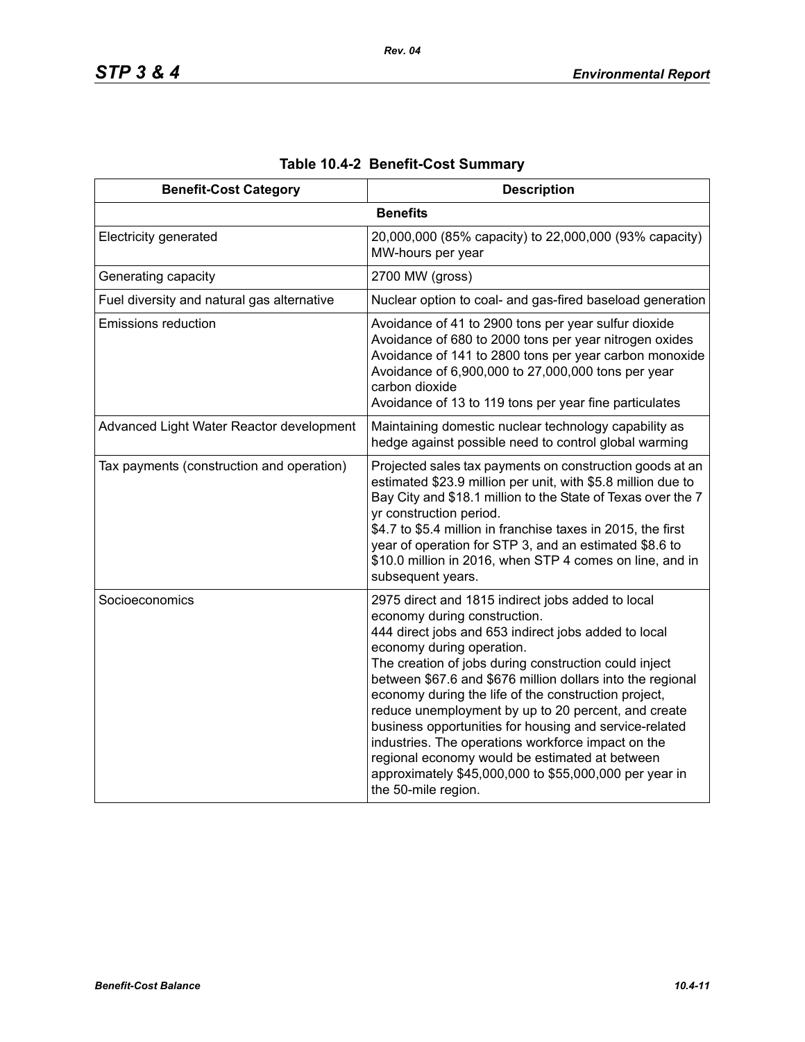**Table 10.4-2 Benefit-Cost Summary**

| Benefit-Cost Category | Description |
|---|---|
| **Benefits** | |
| Electricity generated | 20,000,000 (85% capacity) to 22,000,000 (93% capacity) MW-hours per year |
| Generating capacity | 2700 MW (gross) |
| Fuel diversity and natural gas alternative | Nuclear option to coal- and gas-fired baseload generation |
| Emissions reduction | Avoidance of 41 to 2900 tons per year sulfur dioxide<br>Avoidance of 680 to 2000 tons per year nitrogen oxides<br>Avoidance of 141 to 2800 tons per year carbon monoxide<br>Avoidance of 6,900,000 to 27,000,000 tons per year carbon dioxide<br>Avoidance of 13 to 119 tons per year fine particulates |
| Advanced Light Water Reactor development | Maintaining domestic nuclear technology capability as hedge against possible need to control global warming |
| Tax payments (construction and operation) | Projected sales tax payments on construction goods at an estimated $23.9 million per unit, with $5.8 million due to Bay City and $18.1 million to the State of Texas over the 7 yr construction period.<br>$4.7 to $5.4 million in franchise taxes in 2015, the first year of operation for STP 3, and an estimated $8.6 to $10.0 million in 2016, when STP 4 comes on line, and in subsequent years. |
| Socioeconomics | 2975 direct and 1815 indirect jobs added to local economy during construction.<br>444 direct jobs and 653 indirect jobs added to local economy during operation.<br>The creation of jobs during construction could inject between $67.6 and $676 million dollars into the regional economy during the life of the construction project, reduce unemployment by up to 20 percent, and create business opportunities for housing and service-related industries. The operations workforce impact on the regional economy would be estimated at between approximately $45,000,000 to $55,000,000 per year in the 50-mile region. |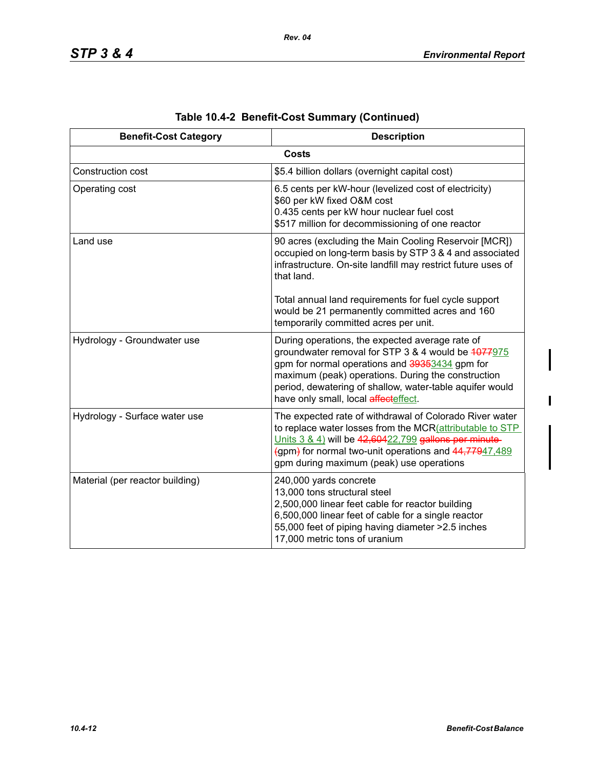**Table 10.4-2 Benefit-Cost Summary (Continued)**

| Benefit-Cost Category | Description |
|---|---|
| **Costs** | |
| Construction cost | $5.4 billion dollars (overnight capital cost) |
| Operating cost | 6.5 cents per kW-hour (levelized cost of electricity)<br>$60 per kW fixed O&M cost<br>0.435 cents per kW hour nuclear fuel cost<br>$517 million for decommissioning of one reactor |
| Land use | 90 acres (excluding the Main Cooling Reservoir [MCR]) occupied on long-term basis by STP 3 & 4 and associated infrastructure. On-site landfill may restrict future uses of that land.<br><br>Total annual land requirements for fuel cycle support would be 21 permanently committed acres and 160 temporarily committed acres per unit. |
| Hydrology - Groundwater use | During operations, the expected average rate of groundwater removal for STP 3 & 4 would be ~~1077~~975 gpm for normal operations and ~~3935~~3434 gpm for maximum (peak) operations. During the construction period, dewatering of shallow, water-table aquifer would have only small, local ~~affect~~effect. |
| Hydrology - Surface water use | The expected rate of withdrawal of Colorado River water to replace water losses from the MCR(attributable to STP Units 3 & 4) will be ~~42,604~~22,799 ~~gallons per minute (~~gpm~~)~~ for normal two-unit operations and ~~44,779~~47,489 gpm during maximum (peak) use operations |
| Material (per reactor building) | 240,000 yards concrete<br>13,000 tons structural steel<br>2,500,000 linear feet cable for reactor building<br>6,500,000 linear feet of cable for a single reactor<br>55,000 feet of piping having diameter >2.5 inches<br>17,000 metric tons of uranium |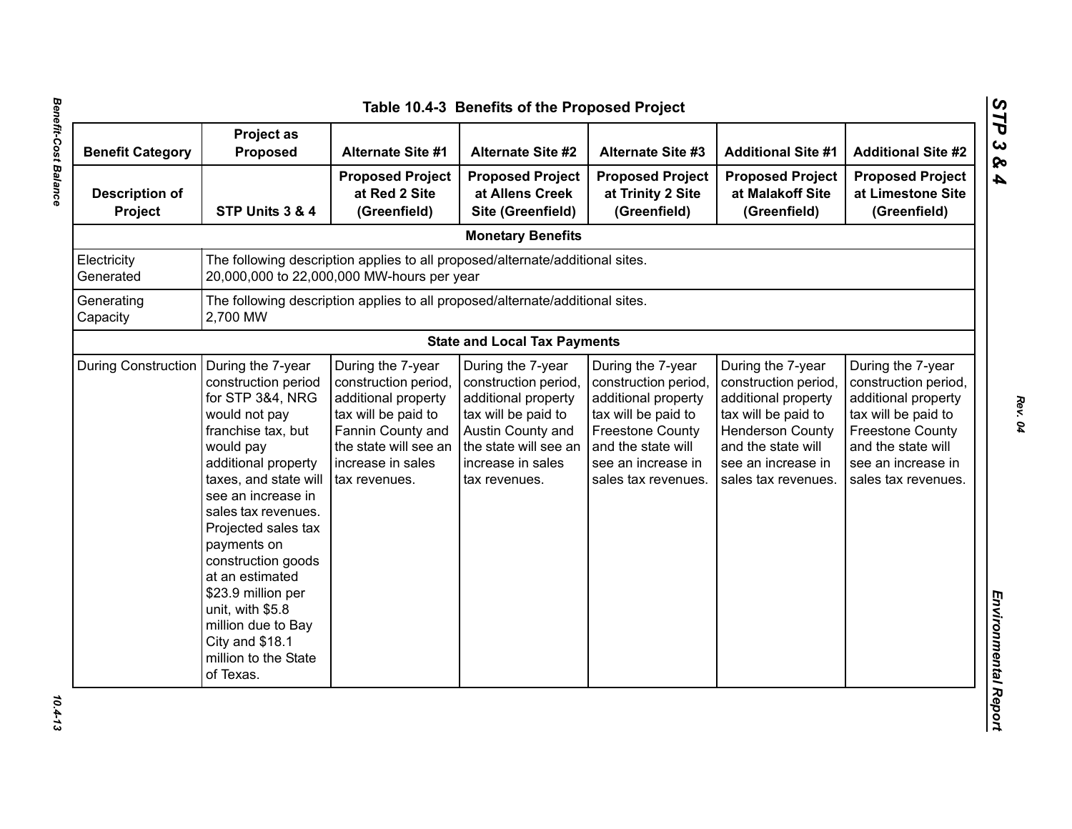Table 10.4-3 Benefits of the Proposed Project

| Benefit Category | Project as Proposed | Alternate Site #1 | Alternate Site #2 | Alternate Site #3 | Additional Site #1 | Additional Site #2 |
|---|---|---|---|---|---|---|
| Description of Project | STP Units 3 & 4 | Proposed Project at Red 2 Site (Greenfield) | Proposed Project at Allens Creek Site (Greenfield) | Proposed Project at Trinity 2 Site (Greenfield) | Proposed Project at Malakoff Site (Greenfield) | Proposed Project at Limestone Site (Greenfield) |
| **Monetary Benefits** | | | | | | |
| Electricity Generated | The following description applies to all proposed/alternate/additional sites. 20,000,000 to 22,000,000 MW-hours per year | | | | | |
| Generating Capacity | The following description applies to all proposed/alternate/additional sites. 2,700 MW | | | | | |
| **State and Local Tax Payments** | | | | | | |
| During Construction | During the 7-year construction period for STP 3&4, NRG would not pay franchise tax, but would pay additional property taxes, and state will see an increase in sales tax revenues. Projected sales tax payments on construction goods at an estimated $23.9 million per unit, with $5.8 million due to Bay City and $18.1 million to the State of Texas. | During the 7-year construction period, additional property tax will be paid to Fannin County and the state will see an increase in sales tax revenues. | During the 7-year construction period, additional property tax will be paid to Austin County and the state will see an increase in sales tax revenues. | During the 7-year construction period, additional property tax will be paid to Freestone County and the state will see an increase in sales tax revenues. | During the 7-year construction period, additional property tax will be paid to Henderson County and the state will see an increase in sales tax revenues. | During the 7-year construction period, additional property tax will be paid to Freestone County and the state will see an increase in sales tax revenues. |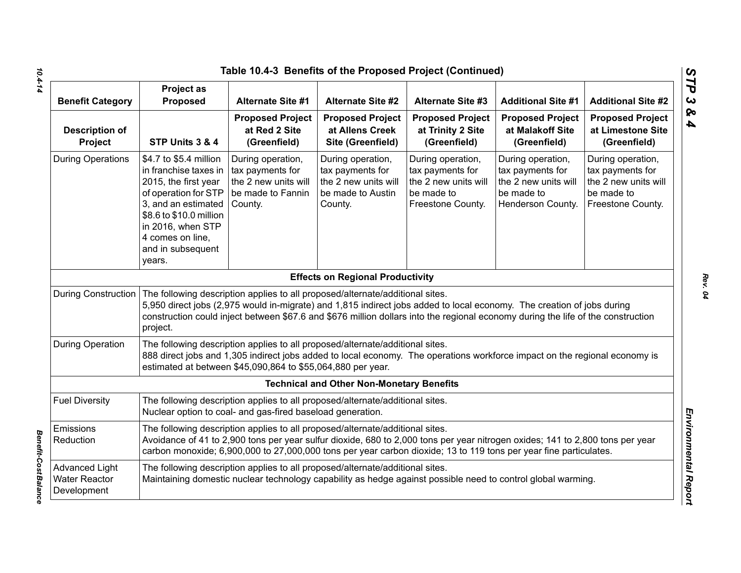# Table 10.4-3 Benefits of the Proposed Project (Continued)

| Benefit Category | Project as Proposed | Alternate Site #1 | Alternate Site #2 | Alternate Site #3 | Additional Site #1 | Additional Site #2 |
|---|---|---|---|---|---|---|
| **Description of Project** | **STP Units 3 & 4** | **Proposed Project at Red 2 Site (Greenfield)** | **Proposed Project at Allens Creek Site (Greenfield)** | **Proposed Project at Trinity 2 Site (Greenfield)** | **Proposed Project at Malakoff Site (Greenfield)** | **Proposed Project at Limestone Site (Greenfield)** |
| During Operations | \$4.7 to \$5.4 million in franchise taxes in 2015, the first year of operation for STP 3, and an estimated \$8.6 to \$10.0 million in 2016, when STP 4 comes on line, and in subsequent years. | During operation, tax payments for the 2 new units will be made to Fannin County. | During operation, tax payments for the 2 new units will be made to Austin County. | During operation, tax payments for the 2 new units will be made to Freestone County. | During operation, tax payments for the 2 new units will be made to Henderson County. | During operation, tax payments for the 2 new units will be made to Freestone County. |
| **Effects on Regional Productivity** | | | | | | |
| During Construction | The following description applies to all proposed/alternate/additional sites. 5,950 direct jobs (2,975 would in-migrate) and 1,815 indirect jobs added to local economy. The creation of jobs during construction could inject between \$67.6 and \$676 million dollars into the regional economy during the life of the construction project. | | | | | |
| During Operation | The following description applies to all proposed/alternate/additional sites. 888 direct jobs and 1,305 indirect jobs added to local economy. The operations workforce impact on the regional economy is estimated at between \$45,090,864 to \$55,064,880 per year. | | | | | |
| **Technical and Other Non-Monetary Benefits** | | | | | | |
| Fuel Diversity | The following description applies to all proposed/alternate/additional sites. Nuclear option to coal- and gas-fired baseload generation. | | | | | |
| Emissions Reduction | The following description applies to all proposed/alternate/additional sites. Avoidance of 41 to 2,900 tons per year sulfur dioxide, 680 to 2,000 tons per year nitrogen oxides; 141 to 2,800 tons per year carbon monoxide; 6,900,000 to 27,000,000 tons per year carbon dioxide; 13 to 119 tons per year fine particulates. | | | | | |
| Advanced Light Water Reactor Development | The following description applies to all proposed/alternate/additional sites. Maintaining domestic nuclear technology capability as hedge against possible need to control global warming. | | | | | |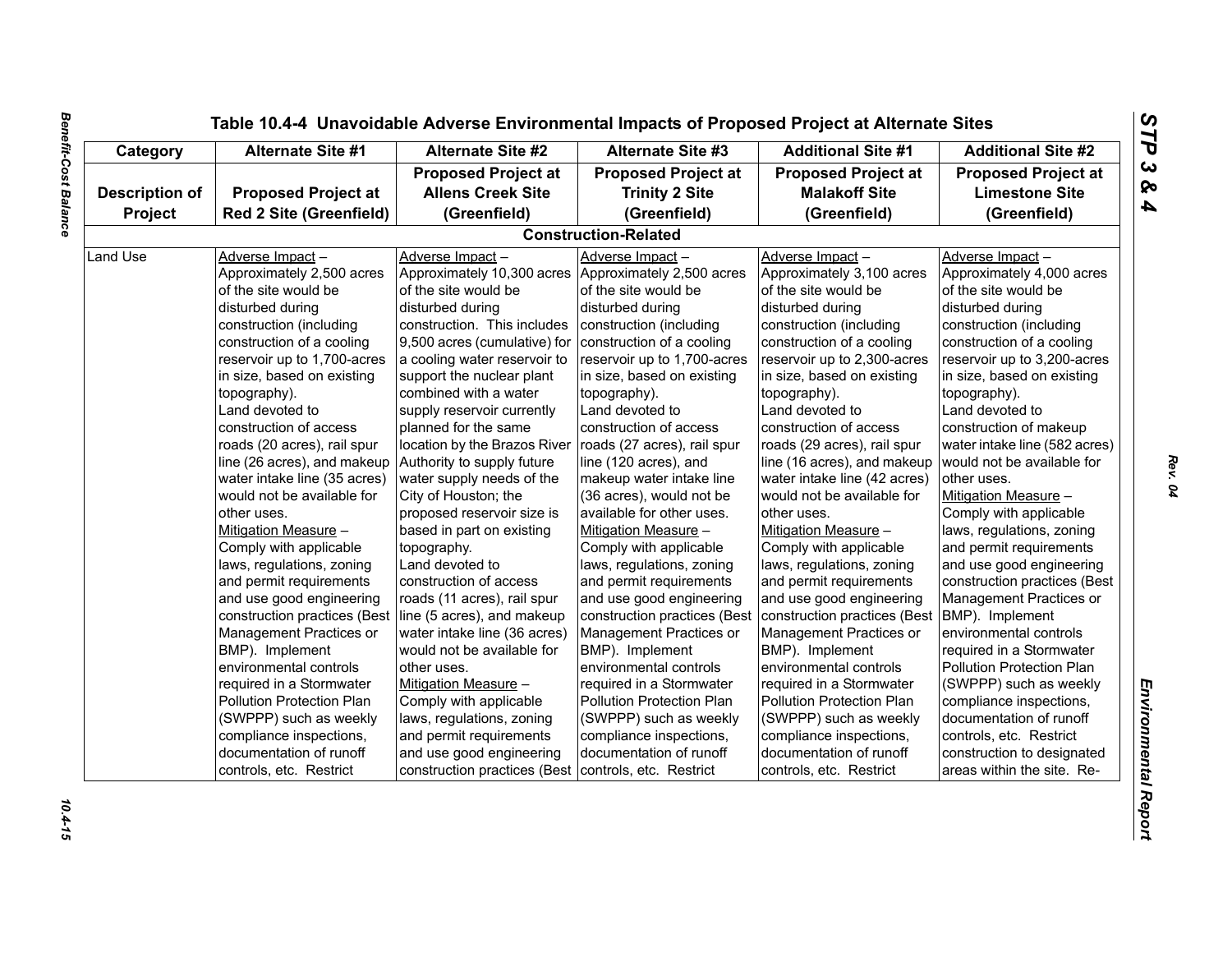# Table 10.4-4 Unavoidable Adverse Environmental Impacts of Proposed Project at Alternate Sites

| Category | Alternate Site #1 | Alternate Site #2 | Alternate Site #3 | Additional Site #1 | Additional Site #2 |
|---|---|---|---|---|---|
| Description of Project | Proposed Project at Red 2 Site (Greenfield) | Proposed Project at Allens Creek Site (Greenfield) | Proposed Project at Trinity 2 Site (Greenfield) | Proposed Project at Malakoff Site (Greenfield) | Proposed Project at Limestone Site (Greenfield) |
| **Construction-Related** | | | | | |
| Land Use | Adverse Impact – Approximately 2,500 acres of the site would be disturbed during construction (including construction of a cooling reservoir up to 1,700-acres in size, based on existing topography). Land devoted to construction of access roads (20 acres), rail spur line (26 acres), and makeup water intake line (35 acres) would not be available for other uses. Mitigation Measure – Comply with applicable laws, regulations, zoning and permit requirements and use good engineering construction practices (Best Management Practices or BMP). Implement environmental controls required in a Stormwater Pollution Protection Plan (SWPPP) such as weekly compliance inspections, documentation of runoff controls, etc. Restrict | Adverse Impact – Approximately 10,300 acres of the site would be disturbed during construction. This includes 9,500 acres (cumulative) for a cooling water reservoir to support the nuclear plant combined with a water supply reservoir currently planned for the same location by the Brazos River Authority to supply future water supply needs of the City of Houston; the proposed reservoir size is based in part on existing topography. Land devoted to construction of access roads (11 acres), rail spur line (5 acres), and makeup water intake line (36 acres) would not be available for other uses. Mitigation Measure – Comply with applicable laws, regulations, zoning and permit requirements and use good engineering construction practices (Best | Adverse Impact – Approximately 2,500 acres of the site would be disturbed during construction (including construction of a cooling reservoir up to 1,700-acres in size, based on existing topography). Land devoted to construction of access roads (27 acres), rail spur line (120 acres), and makeup water intake line (36 acres), would not be available for other uses. Mitigation Measure – Comply with applicable laws, regulations, zoning and permit requirements and use good engineering construction practices (Best Management Practices or BMP). Implement environmental controls required in a Stormwater Pollution Protection Plan (SWPPP) such as weekly compliance inspections, documentation of runoff controls, etc. Restrict | Adverse Impact – Approximately 3,100 acres of the site would be disturbed during construction (including construction of a cooling reservoir up to 2,300-acres in size, based on existing topography). Land devoted to construction of access roads (29 acres), rail spur line (16 acres), and makeup water intake line (42 acres) would not be available for other uses. Mitigation Measure – Comply with applicable laws, regulations, zoning and permit requirements and use good engineering construction practices (Best Management Practices or BMP). Implement environmental controls required in a Stormwater Pollution Protection Plan (SWPPP) such as weekly compliance inspections, documentation of runoff controls, etc. Restrict | Adverse Impact – Approximately 4,000 acres of the site would be disturbed during construction (including construction of a cooling reservoir up to 3,200-acres in size, based on existing topography). Land devoted to construction of makeup water intake line (582 acres) would not be available for other uses. Mitigation Measure – Comply with applicable laws, regulations, zoning and permit requirements and use good engineering construction practices (Best Management Practices or BMP). Implement environmental controls required in a Stormwater Pollution Protection Plan (SWPPP) such as weekly compliance inspections, documentation of runoff controls, etc. Restrict construction to designated areas within the site. Re- |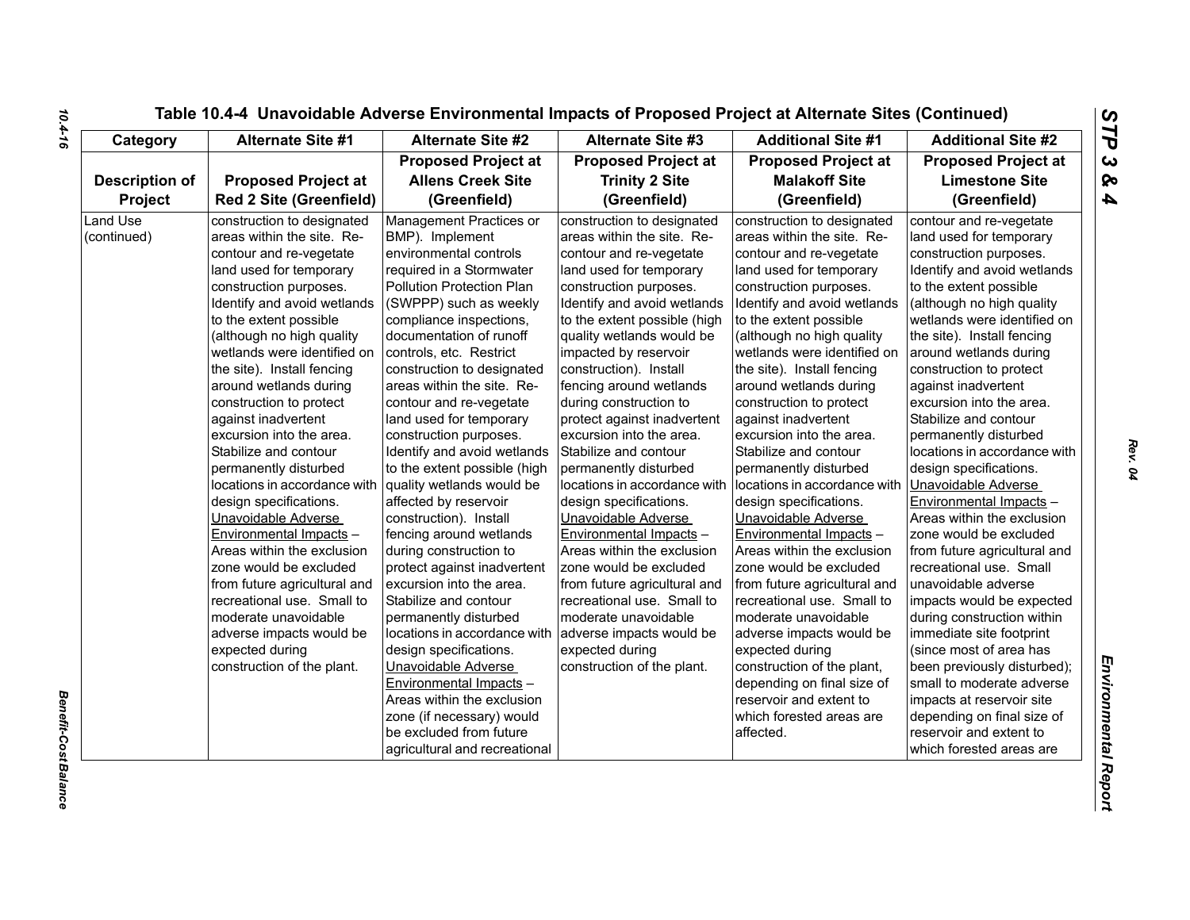## Table 10.4-4 Unavoidable Adverse Environmental Impacts of Proposed Project at Alternate Sites (Continued)

| Category | Alternate Site #1 | Alternate Site #2 | Alternate Site #3 | Additional Site #1 | Additional Site #2 |
|---|---|---|---|---|---|
| **Description of Project** | **Proposed Project at Red 2 Site (Greenfield)** | **Proposed Project at Allens Creek Site (Greenfield)** | **Proposed Project at Trinity 2 Site (Greenfield)** | **Proposed Project at Malakoff Site (Greenfield)** | **Proposed Project at Limestone Site (Greenfield)** |
| Land Use (continued) | construction to designated areas within the site. Re-contour and re-vegetate land used for temporary construction purposes. Identify and avoid wetlands to the extent possible (although no high quality wetlands were identified on the site). Install fencing around wetlands during construction to protect against inadvertent excursion into the area. Stabilize and contour permanently disturbed locations in accordance with design specifications. Unavoidable Adverse Environmental Impacts – Areas within the exclusion zone would be excluded from future agricultural and recreational use. Small to moderate unavoidable adverse impacts would be expected during construction of the plant. | Management Practices or BMP). Implement environmental controls required in a Stormwater Pollution Protection Plan (SWPPP) such as weekly compliance inspections, documentation of runoff controls, etc. Restrict construction to designated areas within the site. Re-contour and re-vegetate land used for temporary construction purposes. Identify and avoid wetlands to the extent possible (high quality wetlands would be affected by reservoir construction). Install fencing around wetlands during construction to protect against inadvertent excursion into the area. Stabilize and contour permanently disturbed locations in accordance with design specifications. Unavoidable Adverse Environmental Impacts – Areas within the exclusion zone (if necessary) would be excluded from future agricultural and recreational | construction to designated areas within the site. Re-contour and re-vegetate land used for temporary construction purposes. Identify and avoid wetlands to the extent possible (high quality wetlands would be impacted by reservoir construction). Install fencing around wetlands during construction to protect against inadvertent excursion into the area. Stabilize and contour permanently disturbed locations in accordance with design specifications. Unavoidable Adverse Environmental Impacts – Areas within the exclusion zone would be excluded from future agricultural and recreational use. Small to moderate unavoidable adverse impacts would be expected during construction of the plant. | construction to designated areas within the site. Re-contour and re-vegetate land used for temporary construction purposes. Identify and avoid wetlands to the extent possible (although no high quality wetlands were identified on the site). Install fencing around wetlands during construction to protect against inadvertent excursion into the area. Stabilize and contour permanently disturbed locations in accordance with design specifications. Unavoidable Adverse Environmental Impacts – Areas within the exclusion zone would be excluded from future agricultural and recreational use. Small to moderate unavoidable adverse impacts would be expected during construction of the plant, depending on final size of reservoir and extent to which forested areas are affected. | contour and re-vegetate land used for temporary construction purposes. Identify and avoid wetlands to the extent possible (although no high quality wetlands were identified on the site). Install fencing around wetlands during construction to protect against inadvertent excursion into the area. Stabilize and contour permanently disturbed locations in accordance with design specifications. Unavoidable Adverse Environmental Impacts – Areas within the exclusion zone would be excluded from future agricultural and recreational use. Small unavoidable adverse impacts would be expected during construction within immediate site footprint (since most of area has been previously disturbed); small to moderate adverse impacts at reservoir site depending on final size of reservoir and extent to which forested areas are |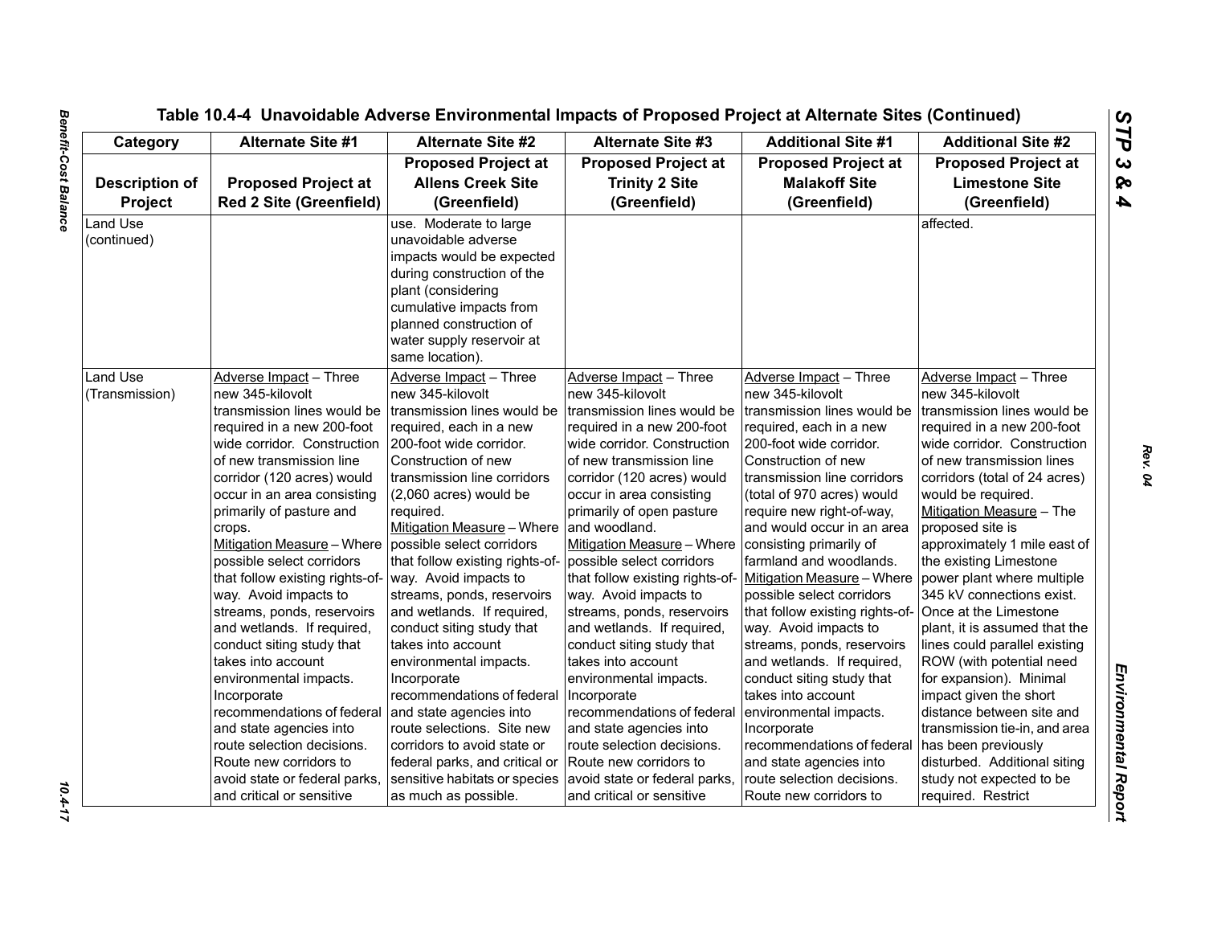## Table 10.4-4 Unavoidable Adverse Environmental Impacts of Proposed Project at Alternate Sites (Continued)

| Category | Alternate Site #1 | Alternate Site #2 | Alternate Site #3 | Additional Site #1 | Additional Site #2 |
|---|---|---|---|---|---|
| **Description of Project** | **Proposed Project at Red 2 Site (Greenfield)** | **Proposed Project at Allens Creek Site (Greenfield)** | **Proposed Project at Trinity 2 Site (Greenfield)** | **Proposed Project at Malakoff Site (Greenfield)** | **Proposed Project at Limestone Site (Greenfield)** |
| Land Use (continued) | | use. Moderate to large unavoidable adverse impacts would be expected during construction of the plant (considering cumulative impacts from planned construction of water supply reservoir at same location). | | | affected. |
| Land Use (Transmission) | Adverse Impact – Three new 345-kilovolt transmission lines would be required in a new 200-foot wide corridor. Construction of new transmission line corridor (120 acres) would occur in an area consisting primarily of pasture and crops. Mitigation Measure – Where possible select corridors that follow existing rights-of-way. Avoid impacts to streams, ponds, reservoirs and wetlands. If required, conduct siting study that takes into account environmental impacts. Incorporate recommendations of federal and state agencies into route selection decisions. Route new corridors to avoid state or federal parks, and critical or sensitive | Adverse Impact – Three new 345-kilovolt transmission lines would be required, each in a new 200-foot wide corridor. Construction of new transmission line corridors (2,060 acres) would be required. Mitigation Measure – Where possible select corridors that follow existing rights-of-way. Avoid impacts to streams, ponds, reservoirs and wetlands. If required, conduct siting study that takes into account environmental impacts. Incorporate recommendations of federal and state agencies into route selections. Site new corridors to avoid state or federal parks, and critical or sensitive habitats or species as much as possible. | Adverse Impact – Three new 345-kilovolt transmission lines would be required in a new 200-foot wide corridor. Construction of new transmission line corridor (120 acres) would occur in area consisting primarily of open pasture and woodland. Mitigation Measure – Where possible select corridors that follow existing rights-of-way. Avoid impacts to streams, ponds, reservoirs and wetlands. If required, conduct siting study that takes into account environmental impacts. Incorporate recommendations of federal and state agencies into route selection decisions. Route new corridors to avoid state or federal parks, and critical or sensitive | Adverse Impact – Three new 345-kilovolt transmission lines would be required, each in a new 200-foot wide corridor. Construction of new transmission line corridors (total of 970 acres) would require new right-of-way, and would occur in an area consisting primarily of farmland and woodlands. Mitigation Measure – Where possible select corridors that follow existing rights-of-way. Avoid impacts to streams, ponds, reservoirs and wetlands. If required, conduct siting study that takes into account environmental impacts. Incorporate recommendations of federal and state agencies into route selection decisions. Route new corridors to | Adverse Impact – Three new 345-kilovolt transmission lines would be required in a new 200-foot wide corridor. Construction of new transmission lines corridors (total of 24 acres) would be required. Mitigation Measure – The proposed site is approximately 1 mile east of the existing Limestone power plant where multiple 345 kV connections exist. Once at the Limestone plant, it is assumed that the lines could parallel existing ROW (with potential need for expansion). Minimal impact given the short distance between site and transmission tie-in, and area has been previously disturbed. Additional siting study not expected to be required. Restrict |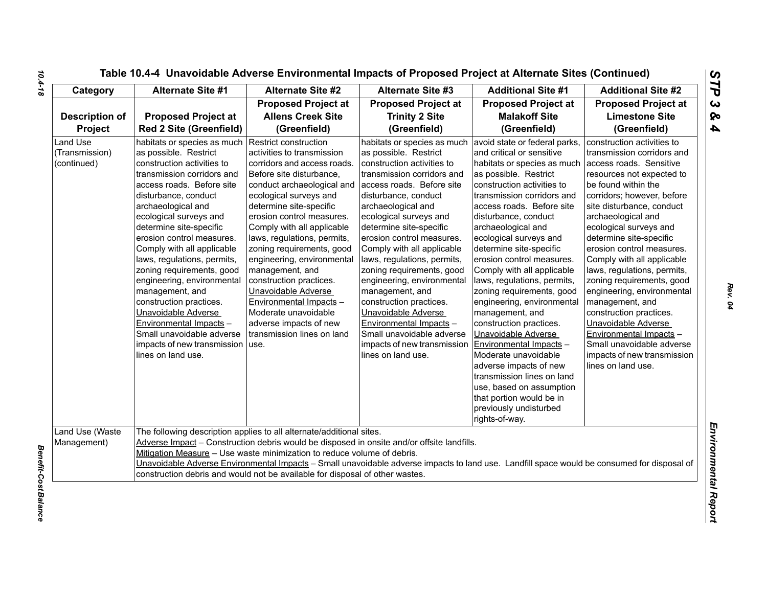Table 10.4-4 Unavoidable Adverse Environmental Impacts of Proposed Project at Alternate Sites (Continued)

| Category | Alternate Site #1 | Alternate Site #2 | Alternate Site #3 | Additional Site #1 | Additional Site #2 |
|---|---|---|---|---|---|
| **Description of Project** | **Proposed Project at Red 2 Site (Greenfield)** | **Proposed Project at Allens Creek Site (Greenfield)** | **Proposed Project at Trinity 2 Site (Greenfield)** | **Proposed Project at Malakoff Site (Greenfield)** | **Proposed Project at Limestone Site (Greenfield)** |
| Land Use (Transmission) (continued) | habitats or species as much as possible. Restrict construction activities to transmission corridors and access roads. Before site disturbance, conduct archaeological and ecological surveys and determine site-specific erosion control measures. Comply with all applicable laws, regulations, permits, zoning requirements, good engineering, environmental management, and construction practices. Unavoidable Adverse Environmental Impacts – Small unavoidable adverse impacts of new transmission lines on land use. | Restrict construction activities to transmission corridors and access roads. Before site disturbance, conduct archaeological and ecological surveys and determine site-specific erosion control measures. Comply with all applicable laws, regulations, permits, zoning requirements, good engineering, environmental management, and construction practices. Unavoidable Adverse Environmental Impacts – Moderate unavoidable adverse impacts of new transmission lines on land use. | habitats or species as much as possible. Restrict construction activities to transmission corridors and access roads. Before site disturbance, conduct archaeological and ecological surveys and determine site-specific erosion control measures. Comply with all applicable laws, regulations, permits, zoning requirements, good engineering, environmental management, and construction practices. Unavoidable Adverse Environmental Impacts – Small unavoidable adverse impacts of new transmission lines on land use. | avoid state or federal parks, and critical or sensitive habitats or species as much as possible. Restrict construction activities to transmission corridors and access roads. Before site disturbance, conduct archaeological and ecological surveys and determine site-specific erosion control measures. Comply with all applicable laws, regulations, permits, zoning requirements, good engineering, environmental management, and construction practices. Unavoidable Adverse Environmental Impacts – Moderate unavoidable adverse impacts of new transmission lines on land use, based on assumption that portion would be in previously undisturbed rights-of-way. | construction activities to transmission corridors and access roads. Sensitive resources not expected to be found within the corridors; however, before site disturbance, conduct archaeological and ecological surveys and determine site-specific erosion control measures. Comply with all applicable laws, regulations, permits, zoning requirements, good engineering, environmental management, and construction practices. Unavoidable Adverse Environmental Impacts – Small unavoidable adverse impacts of new transmission lines on land use. |
| Land Use (Waste Management) | The following description applies to all alternate/additional sites. Adverse Impact – Construction debris would be disposed in onsite and/or offsite landfills. Mitigation Measure – Use waste minimization to reduce volume of debris. Unavoidable Adverse Environmental Impacts – Small unavoidable adverse impacts to land use. Landfill space would be consumed for disposal of construction debris and would not be available for disposal of other wastes. | | | | |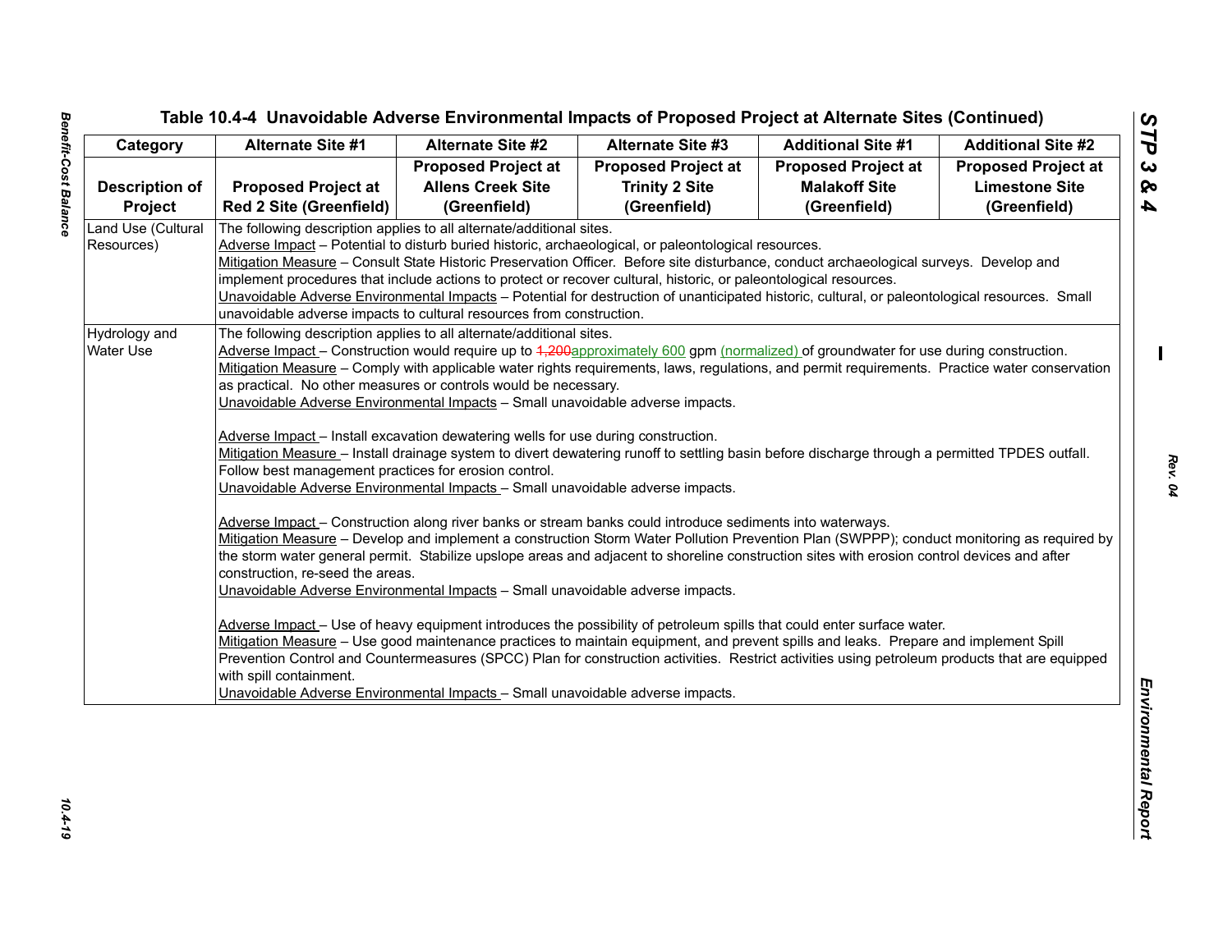## Table 10.4-4 Unavoidable Adverse Environmental Impacts of Proposed Project at Alternate Sites (Continued)

| Category | Alternate Site #1 | Alternate Site #2 | Alternate Site #3 | Additional Site #1 | Additional Site #2 |
|---|---|---|---|---|---|
| **Description of Project** | **Proposed Project at Red 2 Site (Greenfield)** | **Proposed Project at Allens Creek Site (Greenfield)** | **Proposed Project at Trinity 2 Site (Greenfield)** | **Proposed Project at Malakoff Site (Greenfield)** | **Proposed Project at Limestone Site (Greenfield)** |
| Land Use (Cultural Resources) | The following description applies to all alternate/additional sites.<br>Adverse Impact – Potential to disturb buried historic, archaeological, or paleontological resources.<br>Mitigation Measure – Consult State Historic Preservation Officer. Before site disturbance, conduct archaeological surveys. Develop and implement procedures that include actions to protect or recover cultural, historic, or paleontological resources.<br>Unavoidable Adverse Environmental Impacts – Potential for destruction of unanticipated historic, cultural, or paleontological resources. Small unavoidable adverse impacts to cultural resources from construction. | | | | |
| Hydrology and Water Use | The following description applies to all alternate/additional sites.<br>Adverse Impact – Construction would require up to ~~1,200~~approximately 600 gpm (normalized) of groundwater for use during construction.<br>Mitigation Measure – Comply with applicable water rights requirements, laws, regulations, and permit requirements. Practice water conservation as practical. No other measures or controls would be necessary.<br>Unavoidable Adverse Environmental Impacts – Small unavoidable adverse impacts.<br><br>Adverse Impact – Install excavation dewatering wells for use during construction.<br>Mitigation Measure – Install drainage system to divert dewatering runoff to settling basin before discharge through a permitted TPDES outfall. Follow best management practices for erosion control.<br>Unavoidable Adverse Environmental Impacts – Small unavoidable adverse impacts.<br><br>Adverse Impact – Construction along river banks or stream banks could introduce sediments into waterways.<br>Mitigation Measure – Develop and implement a construction Storm Water Pollution Prevention Plan (SWPPP); conduct monitoring as required by the storm water general permit. Stabilize upslope areas and adjacent to shoreline construction sites with erosion control devices and after construction, re-seed the areas.<br>Unavoidable Adverse Environmental Impacts – Small unavoidable adverse impacts.<br><br>Adverse Impact – Use of heavy equipment introduces the possibility of petroleum spills that could enter surface water.<br>Mitigation Measure – Use good maintenance practices to maintain equipment, and prevent spills and leaks. Prepare and implement Spill Prevention Control and Countermeasures (SPCC) Plan for construction activities. Restrict activities using petroleum products that are equipped with spill containment.<br>Unavoidable Adverse Environmental Impacts – Small unavoidable adverse impacts. | | | | |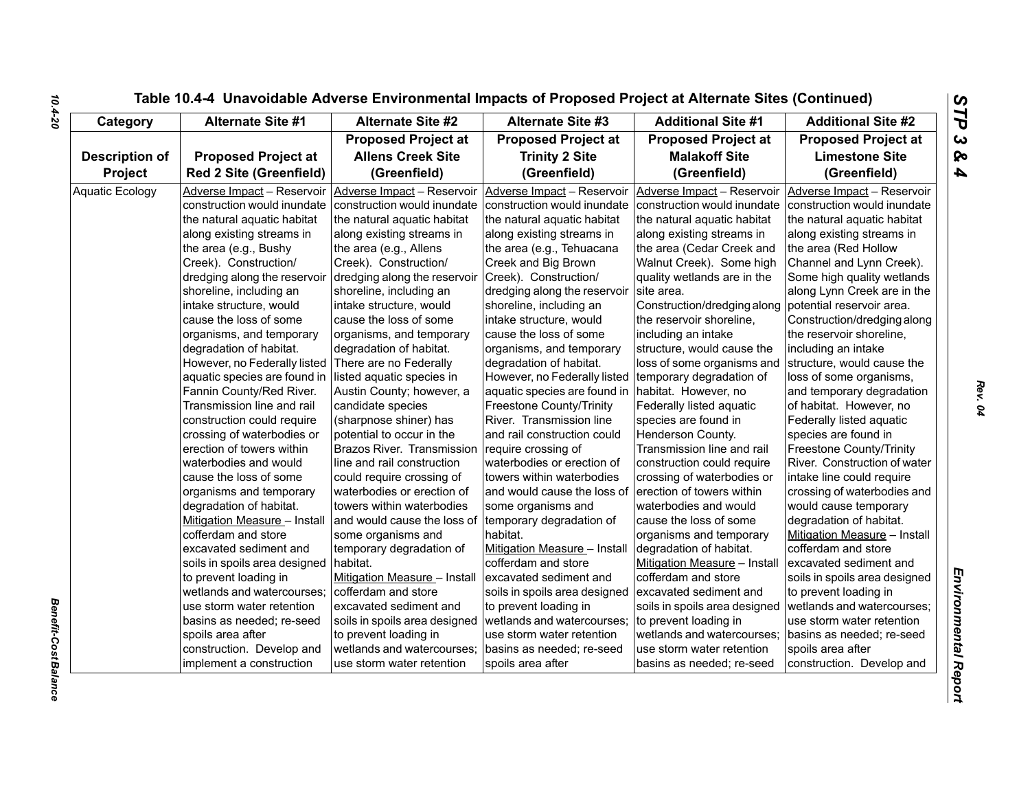## Table 10.4-4 Unavoidable Adverse Environmental Impacts of Proposed Project at Alternate Sites (Continued)

| Category | Alternate Site #1 | Alternate Site #2 | Alternate Site #3 | Additional Site #1 | Additional Site #2 |
|---|---|---|---|---|---|
| **Description of Project** | **Proposed Project at Red 2 Site (Greenfield)** | **Proposed Project at Allens Creek Site (Greenfield)** | **Proposed Project at Trinity 2 Site (Greenfield)** | **Proposed Project at Malakoff Site (Greenfield)** | **Proposed Project at Limestone Site (Greenfield)** |
| Aquatic Ecology | Adverse Impact – Reservoir construction would inundate the natural aquatic habitat along existing streams in the area (e.g., Bushy Creek). Construction/ dredging along the reservoir shoreline, including an intake structure, would cause the loss of some organisms, and temporary degradation of habitat. However, no Federally listed aquatic species are found in Fannin County/Red River. Transmission line and rail construction could require crossing of waterbodies or erection of towers within waterbodies and would cause the loss of some organisms and temporary degradation of habitat. Mitigation Measure – Install cofferdam and store excavated sediment and soils in spoils area designed to prevent loading in wetlands and watercourses; use storm water retention basins as needed; re-seed spoils area after construction. Develop and implement a construction | Adverse Impact – Reservoir construction would inundate the natural aquatic habitat along existing streams in the area (e.g., Allens Creek). Construction/ dredging along the reservoir shoreline, including an intake structure, would cause the loss of some organisms, and temporary degradation of habitat. There are no Federally listed aquatic species in Austin County; however, a candidate species (sharpnose shiner) has potential to occur in the Brazos River. Transmission line and rail construction could require crossing of waterbodies or erection of towers within waterbodies and would cause the loss of some organisms and temporary degradation of habitat. Mitigation Measure – Install cofferdam and store excavated sediment and soils in spoils area designed to prevent loading in wetlands and watercourses; use storm water retention | Adverse Impact – Reservoir construction would inundate the natural aquatic habitat along existing streams in the area (e.g., Tehuacana Creek and Big Brown Creek). Construction/ dredging along the reservoir shoreline, including an intake structure, would cause the loss of some organisms, and temporary degradation of habitat. However, no Federally listed aquatic species are found in Freestone County/Trinity River. Transmission line and rail construction could require crossing of waterbodies or erection of towers within waterbodies and would cause the loss of some organisms and temporary degradation of habitat. Mitigation Measure – Install cofferdam and store excavated sediment and soils in spoils area designed to prevent loading in wetlands and watercourses; use storm water retention basins as needed; re-seed spoils area after | Adverse Impact – Reservoir construction would inundate the natural aquatic habitat along existing streams in the area (Cedar Creek and Walnut Creek). Some high quality wetlands are in the site area. Construction/dredging along the reservoir shoreline, including an intake structure, would cause the loss of some organisms and temporary degradation of habitat. However, no Federally listed aquatic species are found in Henderson County. Transmission line and rail construction could require crossing of waterbodies or erection of towers within waterbodies and would cause the loss of some organisms and temporary degradation of habitat. Mitigation Measure – Install cofferdam and store excavated sediment and soils in spoils area designed to prevent loading in wetlands and watercourses; use storm water retention basins as needed; re-seed | Adverse Impact – Reservoir construction would inundate the natural aquatic habitat along existing streams in the area (Red Hollow Channel and Lynn Creek). Some high quality wetlands along Lynn Creek are in the potential reservoir area. Construction/dredging along the reservoir shoreline, including an intake structure, would cause the loss of some organisms, and temporary degradation of habitat. However, no Federally listed aquatic species are found in Freestone County/Trinity River. Construction of water intake line could require crossing of waterbodies and would cause temporary degradation of habitat. Mitigation Measure – Install cofferdam and store excavated sediment and soils in spoils area designed to prevent loading in wetlands and watercourses; use storm water retention basins as needed; re-seed spoils area after construction. Develop and |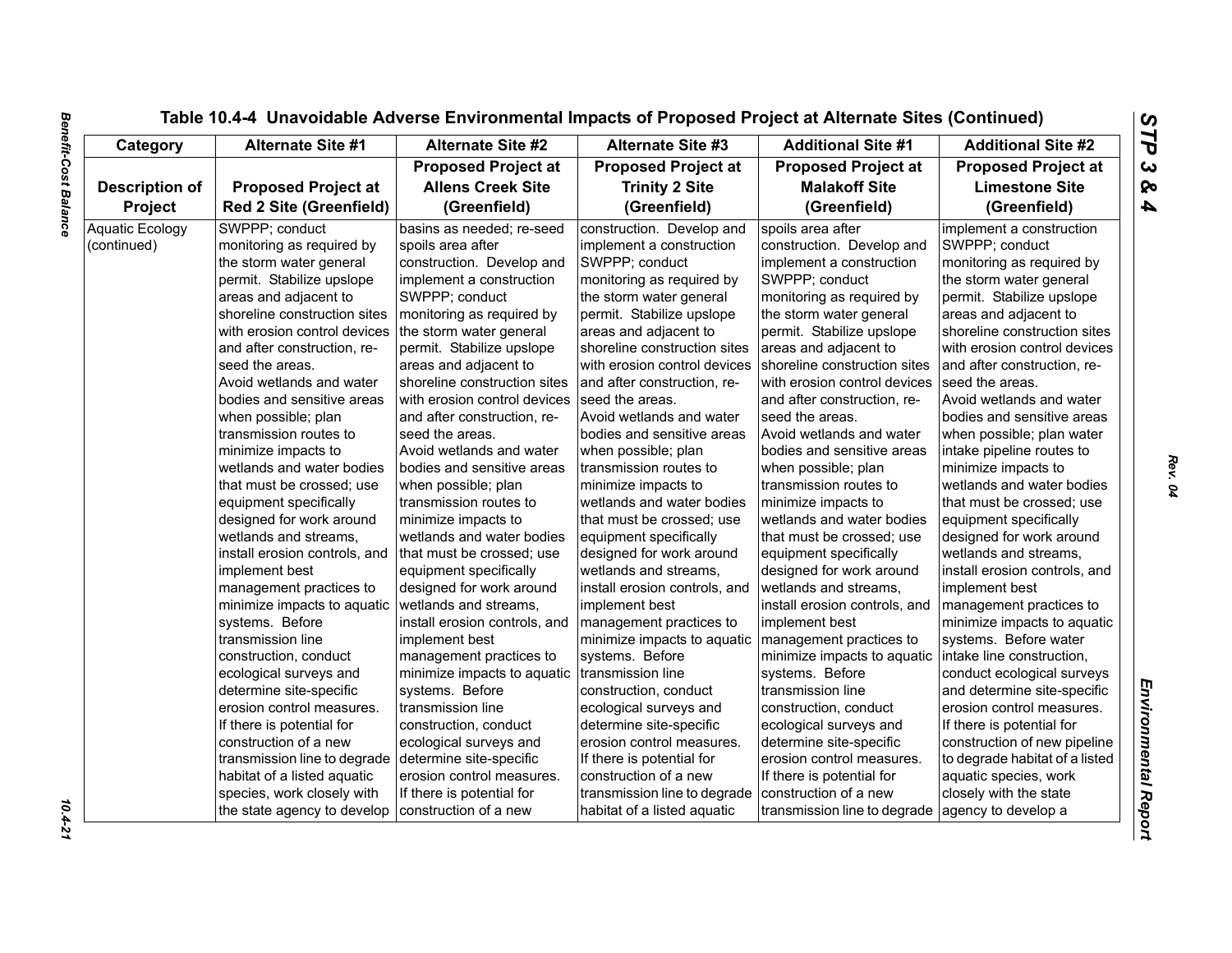## Table 10.4-4 Unavoidable Adverse Environmental Impacts of Proposed Project at Alternate Sites (Continued)

| Category | Alternate Site #1 | Alternate Site #2 | Alternate Site #3 | Additional Site #1 | Additional Site #2 |
|---|---|---|---|---|---|
| **Description of Project** | **Proposed Project at Red 2 Site (Greenfield)** | **Proposed Project at Allens Creek Site (Greenfield)** | **Proposed Project at Trinity 2 Site (Greenfield)** | **Proposed Project at Malakoff Site (Greenfield)** | **Proposed Project at Limestone Site (Greenfield)** |
| Aquatic Ecology (continued) | SWPPP; conduct monitoring as required by the storm water general permit. Stabilize upslope areas and adjacent to shoreline construction sites with erosion control devices and after construction, re-seed the areas. Avoid wetlands and water bodies and sensitive areas when possible; plan transmission routes to minimize impacts to wetlands and water bodies that must be crossed; use equipment specifically designed for work around wetlands and streams, install erosion controls, and implement best management practices to minimize impacts to aquatic systems. Before transmission line construction, conduct ecological surveys and determine site-specific erosion control measures. If there is potential for construction of a new transmission line to degrade habitat of a listed aquatic species, work closely with the state agency to develop | basins as needed; re-seed spoils area after construction. Develop and implement a construction SWPPP; conduct monitoring as required by the storm water general permit. Stabilize upslope areas and adjacent to shoreline construction sites with erosion control devices and after construction, re-seed the areas. Avoid wetlands and water bodies and sensitive areas when possible; plan transmission routes to minimize impacts to wetlands and water bodies that must be crossed; use equipment specifically designed for work around wetlands and streams, install erosion controls, and implement best management practices to minimize impacts to aquatic systems. Before transmission line construction, conduct ecological surveys and determine site-specific erosion control measures. If there is potential for construction of a new | construction. Develop and implement a construction SWPPP; conduct monitoring as required by the storm water general permit. Stabilize upslope areas and adjacent to shoreline construction sites with erosion control devices and after construction, re-seed the areas. Avoid wetlands and water bodies and sensitive areas when possible; plan transmission routes to minimize impacts to wetlands and water bodies that must be crossed; use equipment specifically designed for work around wetlands and streams, install erosion controls, and implement best management practices to minimize impacts to aquatic systems. Before transmission line construction, conduct ecological surveys and determine site-specific erosion control measures. If there is potential for construction of a new transmission line to degrade habitat of a listed aquatic | spoils area after construction. Develop and implement a construction SWPPP; conduct monitoring as required by the storm water general permit. Stabilize upslope areas and adjacent to shoreline construction sites with erosion control devices and after construction, re-seed the areas. Avoid wetlands and water bodies and sensitive areas when possible; plan transmission routes to minimize impacts to wetlands and water bodies that must be crossed; use equipment specifically designed for work around wetlands and streams, install erosion controls, and implement best management practices to minimize impacts to aquatic systems. Before transmission line construction, conduct ecological surveys and determine site-specific erosion control measures. If there is potential for construction of a new transmission line to degrade | implement a construction SWPPP; conduct monitoring as required by the storm water general permit. Stabilize upslope areas and adjacent to shoreline construction sites with erosion control devices and after construction, re-seed the areas. Avoid wetlands and water bodies and sensitive areas when possible; plan water intake pipeline routes to minimize impacts to wetlands and water bodies that must be crossed; use equipment specifically designed for work around wetlands and streams, install erosion controls, and implement best management practices to minimize impacts to aquatic systems. Before water intake line construction, conduct ecological surveys and determine site-specific erosion control measures. If there is potential for construction of new pipeline to degrade habitat of a listed aquatic species, work closely with the state agency to develop a |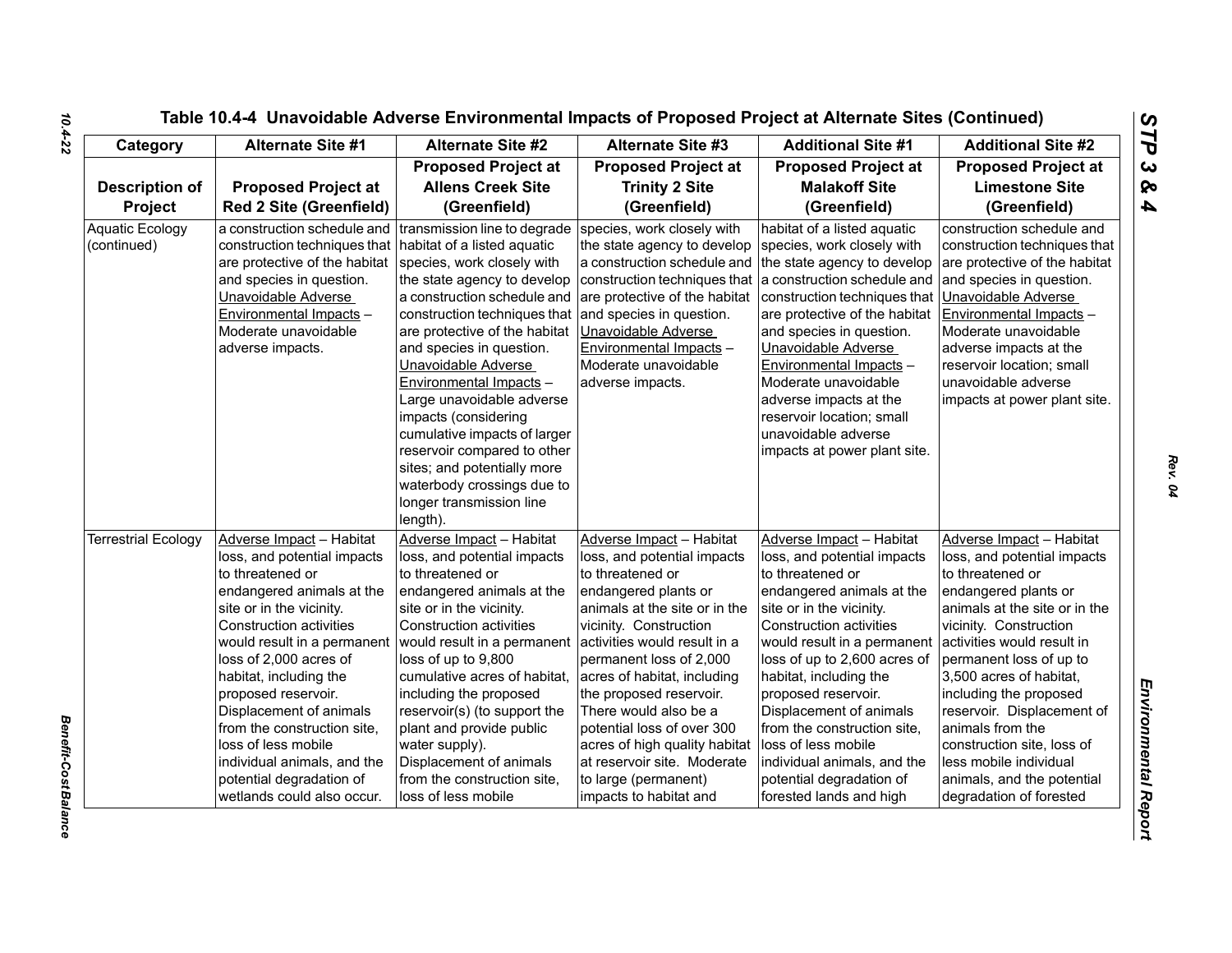# Table 10.4-4 Unavoidable Adverse Environmental Impacts of Proposed Project at Alternate Sites (Continued)

| Category | Alternate Site #1 | Alternate Site #2 | Alternate Site #3 | Additional Site #1 | Additional Site #2 |
|---|---|---|---|---|---|
| **Description of Project** | **Proposed Project at Red 2 Site (Greenfield)** | **Proposed Project at Allens Creek Site (Greenfield)** | **Proposed Project at Trinity 2 Site (Greenfield)** | **Proposed Project at Malakoff Site (Greenfield)** | **Proposed Project at Limestone Site (Greenfield)** |
| Aquatic Ecology (continued) | a construction schedule and construction techniques that are protective of the habitat and species in question. Unavoidable Adverse Environmental Impacts – Moderate unavoidable adverse impacts. | transmission line to degrade habitat of a listed aquatic species, work closely with the state agency to develop a construction schedule and construction techniques that are protective of the habitat and species in question. Unavoidable Adverse Environmental Impacts – Large unavoidable adverse impacts (considering cumulative impacts of larger reservoir compared to other sites; and potentially more waterbody crossings due to longer transmission line length). | species, work closely with the state agency to develop a construction schedule and construction techniques that are protective of the habitat and species in question. Unavoidable Adverse Environmental Impacts – Moderate unavoidable adverse impacts. | habitat of a listed aquatic species, work closely with the state agency to develop a construction schedule and construction techniques that are protective of the habitat and species in question. Unavoidable Adverse Environmental Impacts – Moderate unavoidable adverse impacts at the reservoir location; small unavoidable adverse impacts at power plant site. | construction schedule and construction techniques that are protective of the habitat and species in question. Unavoidable Adverse Environmental Impacts – Moderate unavoidable adverse impacts at the reservoir location; small unavoidable adverse impacts at power plant site. |
| Terrestrial Ecology | Adverse Impact – Habitat loss, and potential impacts to threatened or endangered animals at the site or in the vicinity. Construction activities would result in a permanent loss of 2,000 acres of habitat, including the proposed reservoir. Displacement of animals from the construction site, loss of less mobile individual animals, and the potential degradation of wetlands could also occur. | Adverse Impact – Habitat loss, and potential impacts to threatened or endangered animals at the site or in the vicinity. Construction activities would result in a permanent loss of up to 9,800 cumulative acres of habitat, including the proposed reservoir(s) (to support the plant and provide public water supply). Displacement of animals from the construction site, loss of less mobile | Adverse Impact – Habitat loss, and potential impacts to threatened or endangered plants or animals at the site or in the vicinity. Construction activities would result in a permanent loss of 2,000 acres of habitat, including the proposed reservoir. There would also be a potential loss of over 300 acres of high quality habitat at reservoir site. Moderate to large (permanent) impacts to habitat and | Adverse Impact – Habitat loss, and potential impacts to threatened or endangered animals at the site or in the vicinity. Construction activities would result in a permanent loss of up to 2,600 acres of habitat, including the proposed reservoir. Displacement of animals from the construction site, loss of less mobile individual animals, and the potential degradation of forested lands and high | Adverse Impact – Habitat loss, and potential impacts to threatened or endangered plants or animals at the site or in the vicinity. Construction activities would result in permanent loss of up to 3,500 acres of habitat, including the proposed reservoir. Displacement of animals from the construction site, loss of less mobile individual animals, and the potential degradation of forested |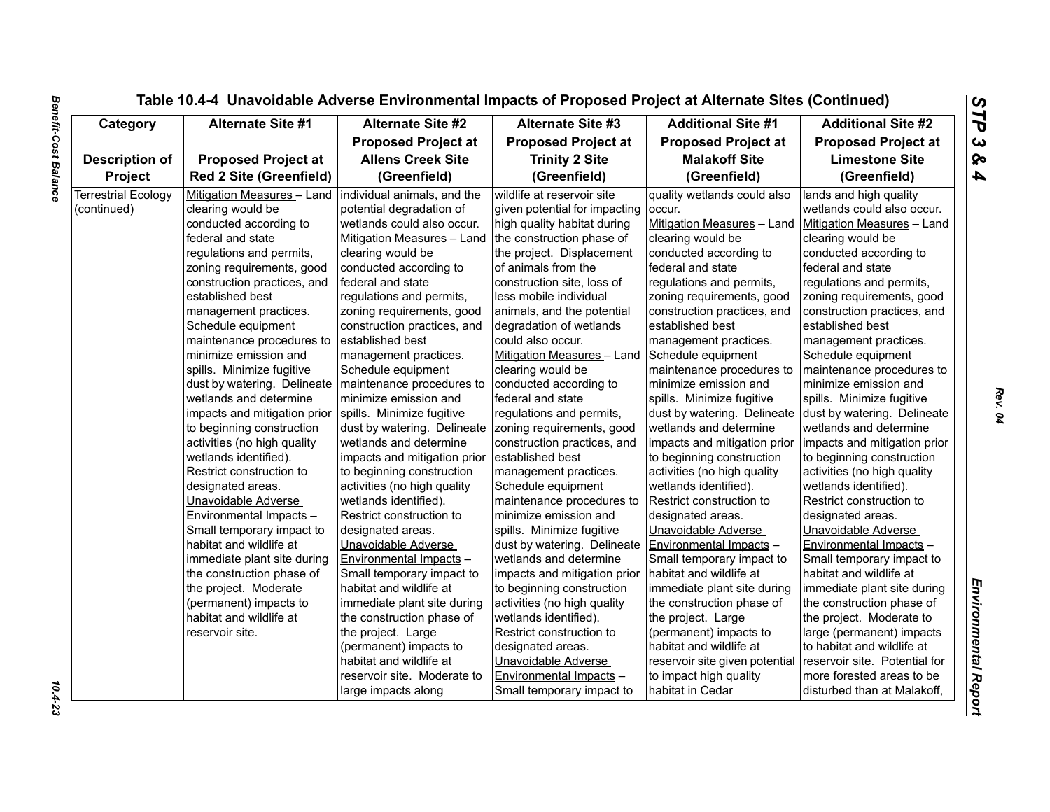## Table 10.4-4 Unavoidable Adverse Environmental Impacts of Proposed Project at Alternate Sites (Continued)

| Category | Alternate Site #1 | Alternate Site #2 | Alternate Site #3 | Additional Site #1 | Additional Site #2 |
|---|---|---|---|---|---|
| Description of Project | Proposed Project at Red 2 Site (Greenfield) | Proposed Project at Allens Creek Site (Greenfield) | Proposed Project at Trinity 2 Site (Greenfield) | Proposed Project at Malakoff Site (Greenfield) | Proposed Project at Limestone Site (Greenfield) |
| Terrestrial Ecology (continued) | Mitigation Measures – Land clearing would be conducted according to federal and state regulations and permits, zoning requirements, good construction practices, and established best management practices. Schedule equipment maintenance procedures to minimize emission and spills. Minimize fugitive dust by watering. Delineate wetlands and determine impacts and mitigation prior to beginning construction activities (no high quality wetlands identified). Restrict construction to designated areas. Unavoidable Adverse Environmental Impacts – Small temporary impact to habitat and wildlife at immediate plant site during the construction phase of the project. Moderate (permanent) impacts to habitat and wildlife at reservoir site. | individual animals, and the potential degradation of wetlands could also occur. Mitigation Measures – Land clearing would be conducted according to federal and state regulations and permits, zoning requirements, good construction practices, and established best management practices. Schedule equipment maintenance procedures to minimize emission and spills. Minimize fugitive dust by watering. Delineate wetlands and determine impacts and mitigation prior to beginning construction activities (no high quality wetlands identified). Restrict construction to designated areas. Unavoidable Adverse Environmental Impacts – Small temporary impact to habitat and wildlife at immediate plant site during the construction phase of the project. Large (permanent) impacts to habitat and wildlife at reservoir site. Moderate to large impacts along | wildlife at reservoir site given potential for impacting high quality habitat during the construction phase of the project. Displacement of animals from the construction site, loss of less mobile individual animals, and the potential degradation of wetlands could also occur. Mitigation Measures – Land clearing would be conducted according to federal and state regulations and permits, zoning requirements, good construction practices, and established best management practices. Schedule equipment maintenance procedures to minimize emission and spills. Minimize fugitive dust by watering. Delineate wetlands and determine impacts and mitigation prior to beginning construction activities (no high quality wetlands identified). Restrict construction to designated areas. Unavoidable Adverse Environmental Impacts – Small temporary impact to | quality wetlands could also occur. Mitigation Measures – Land clearing would be conducted according to federal and state regulations and permits, zoning requirements, good construction practices, and established best management practices. Schedule equipment maintenance procedures to minimize emission and spills. Minimize fugitive dust by watering. Delineate wetlands and determine impacts and mitigation prior to beginning construction activities (no high quality wetlands identified). Restrict construction to designated areas. Unavoidable Adverse Environmental Impacts – Small temporary impact to habitat and wildlife at immediate plant site during the construction phase of the project. Large (permanent) impacts to habitat and wildlife at reservoir site given potential to impact high quality habitat in Cedar | lands and high quality wetlands could also occur. Mitigation Measures – Land clearing would be conducted according to federal and state regulations and permits, zoning requirements, good construction practices, and established best management practices. Schedule equipment maintenance procedures to minimize emission and spills. Minimize fugitive dust by watering. Delineate wetlands and determine impacts and mitigation prior to beginning construction activities (no high quality wetlands identified). Restrict construction to designated areas. Unavoidable Adverse Environmental Impacts – Small temporary impact to habitat and wildlife at immediate plant site during the construction phase of the project. Moderate to large (permanent) impacts to habitat and wildlife at reservoir site. Potential for more forested areas to be disturbed than at Malakoff, |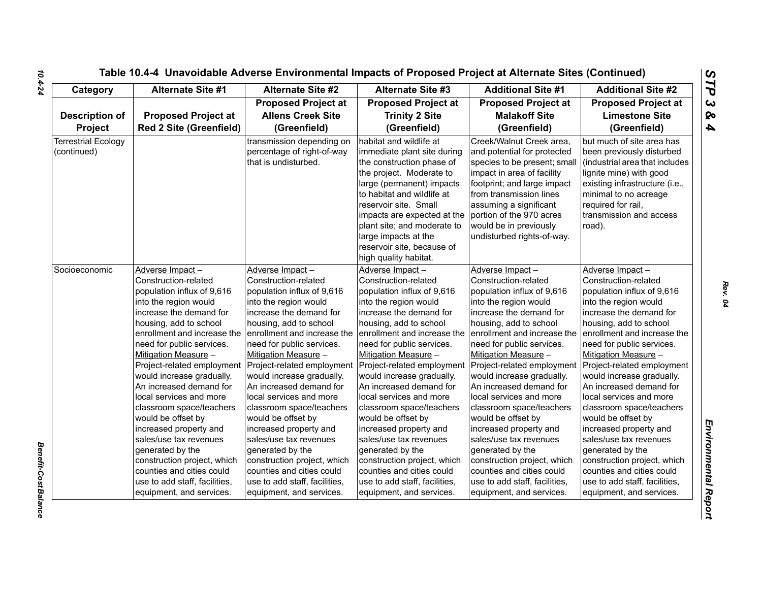# Table 10.4-4 Unavoidable Adverse Environmental Impacts of Proposed Project at Alternate Sites (Continued)

| Category | Alternate Site #1 | Alternate Site #2 | Alternate Site #3 | Additional Site #1 | Additional Site #2 |
|---|---|---|---|---|---|
| **Description of Project** | **Proposed Project at Red 2 Site (Greenfield)** | **Proposed Project at Allens Creek Site (Greenfield)** | **Proposed Project at Trinity 2 Site (Greenfield)** | **Proposed Project at Malakoff Site (Greenfield)** | **Proposed Project at Limestone Site (Greenfield)** |
| Terrestrial Ecology (continued) | | transmission depending on percentage of right-of-way that is undisturbed. | habitat and wildlife at immediate plant site during the construction phase of the project. Moderate to large (permanent) impacts to habitat and wildlife at reservoir site. Small impacts are expected at the plant site; and moderate to large impacts at the reservoir site, because of high quality habitat. | Creek/Walnut Creek area, and potential for protected species to be present; small impact in area of facility footprint; and large impact from transmission lines assuming a significant portion of the 970 acres would be in previously undisturbed rights-of-way. | but much of site area has been previously disturbed (industrial area that includes lignite mine) with good existing infrastructure (i.e., minimal to no acreage required for rail, transmission and access road). |
| Socioeconomic | Adverse Impact – Construction-related population influx of 9,616 into the region would increase the demand for housing, add to school enrollment and increase the need for public services. Mitigation Measure – Project-related employment would increase gradually. An increased demand for local services and more classroom space/teachers would be offset by increased property and sales/use tax revenues generated by the construction project, which counties and cities could use to add staff, facilities, equipment, and services. | Adverse Impact – Construction-related population influx of 9,616 into the region would increase the demand for housing, add to school enrollment and increase the need for public services. Mitigation Measure – Project-related employment would increase gradually. An increased demand for local services and more classroom space/teachers would be offset by increased property and sales/use tax revenues generated by the construction project, which counties and cities could use to add staff, facilities, equipment, and services. | Adverse Impact – Construction-related population influx of 9,616 into the region would increase the demand for housing, add to school enrollment and increase the need for public services. Mitigation Measure – Project-related employment would increase gradually. An increased demand for local services and more classroom space/teachers would be offset by increased property and sales/use tax revenues generated by the construction project, which counties and cities could use to add staff, facilities, equipment, and services. | Adverse Impact – Construction-related population influx of 9,616 into the region would increase the demand for housing, add to school enrollment and increase the need for public services. Mitigation Measure – Project-related employment would increase gradually. An increased demand for local services and more classroom space/teachers would be offset by increased property and sales/use tax revenues generated by the construction project, which counties and cities could use to add staff, facilities, equipment, and services. | Adverse Impact – Construction-related population influx of 9,616 into the region would increase the demand for housing, add to school enrollment and increase the need for public services. Mitigation Measure – Project-related employment would increase gradually. An increased demand for local services and more classroom space/teachers would be offset by increased property and sales/use tax revenues generated by the construction project, which counties and cities could use to add staff, facilities, equipment, and services. |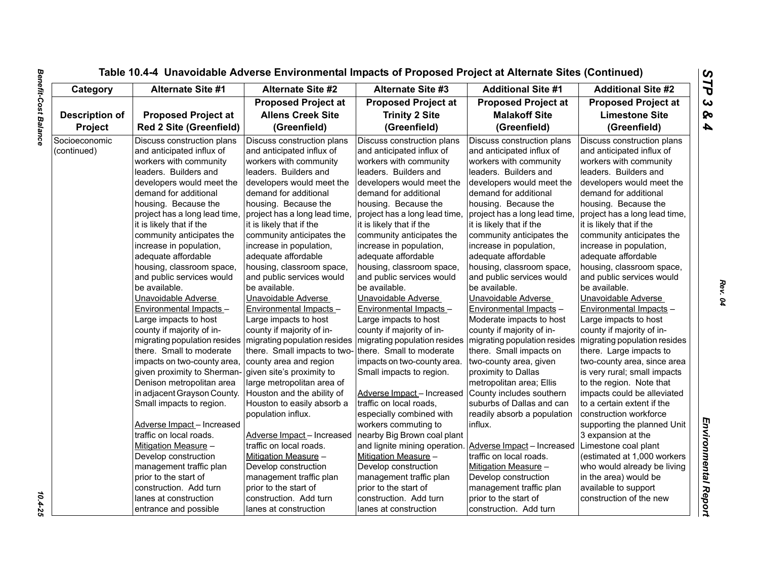# Table 10.4-4 Unavoidable Adverse Environmental Impacts of Proposed Project at Alternate Sites (Continued)

| Category | Alternate Site #1 | Alternate Site #2 | Alternate Site #3 | Additional Site #1 | Additional Site #2 |
|---|---|---|---|---|---|
| **Description of Project** | **Proposed Project at Red 2 Site (Greenfield)** | **Proposed Project at Allens Creek Site (Greenfield)** | **Proposed Project at Trinity 2 Site (Greenfield)** | **Proposed Project at Malakoff Site (Greenfield)** | **Proposed Project at Limestone Site (Greenfield)** |
| Socioeconomic (continued) | Discuss construction plans and anticipated influx of workers with community leaders. Builders and developers would meet the demand for additional housing. Because the project has a long lead time, it is likely that if the community anticipates the increase in population, adequate affordable housing, classroom space, and public services would be available.<br>Unavoidable Adverse Environmental Impacts – Large impacts to host county if majority of in-migrating population resides there. Small to moderate impacts on two-county area, given proximity to Sherman-Denison metropolitan area in adjacent Grayson County. Small impacts to region.<br><br>Adverse Impact – Increased traffic on local roads.<br>Mitigation Measure – Develop construction management traffic plan prior to the start of construction. Add turn lanes at construction entrance and possible | Discuss construction plans and anticipated influx of workers with community leaders. Builders and developers would meet the demand for additional housing. Because the project has a long lead time, it is likely that if the community anticipates the increase in population, adequate affordable housing, classroom space, and public services would be available.<br>Unavoidable Adverse Environmental Impacts – Large impacts to host county if majority of in-migrating population resides there. Small impacts to two-county area and region given site's proximity to large metropolitan area of Houston and the ability of Houston to easily absorb a population influx.<br><br>Adverse Impact – Increased traffic on local roads.<br>Mitigation Measure – Develop construction management traffic plan prior to the start of construction. Add turn lanes at construction | Discuss construction plans and anticipated influx of workers with community leaders. Builders and developers would meet the demand for additional housing. Because the project has a long lead time, it is likely that if the community anticipates the increase in population, adequate affordable housing, classroom space, and public services would be available.<br>Unavoidable Adverse Environmental Impacts – Large impacts to host county if majority of in-migrating population resides there. Small to moderate impacts on two-county area. Small impacts to region.<br><br>Adverse Impact – Increased traffic on local roads, especially combined with workers commuting to nearby Big Brown coal plant and lignite mining operation.<br>Mitigation Measure – Develop construction management traffic plan prior to the start of construction. Add turn lanes at construction | Discuss construction plans and anticipated influx of workers with community leaders. Builders and developers would meet the demand for additional housing. Because the project has a long lead time, it is likely that if the community anticipates the increase in population, adequate affordable housing, classroom space, and public services would be available.<br>Unavoidable Adverse Environmental Impacts – Moderate impacts to host county if majority of in-migrating population resides there. Small impacts on two-county area, given proximity to Dallas metropolitan area; Ellis County includes southern suburbs of Dallas and can readily absorb a population influx.<br><br>Adverse Impact – Increased traffic on local roads.<br>Mitigation Measure – Develop construction management traffic plan prior to the start of construction. Add turn | Discuss construction plans and anticipated influx of workers with community leaders. Builders and developers would meet the demand for additional housing. Because the project has a long lead time, it is likely that if the community anticipates the increase in population, adequate affordable housing, classroom space, and public services would be available.<br>Unavoidable Adverse Environmental Impacts – Large impacts to host county if majority of in-migrating population resides there. Large impacts to two-county area, since area is very rural; small impacts to the region. Note that impacts could be alleviated to a certain extent if the construction workforce supporting the planned Unit 3 expansion at the Limestone coal plant (estimated at 1,000 workers who would already be living in the area) would be available to support construction of the new |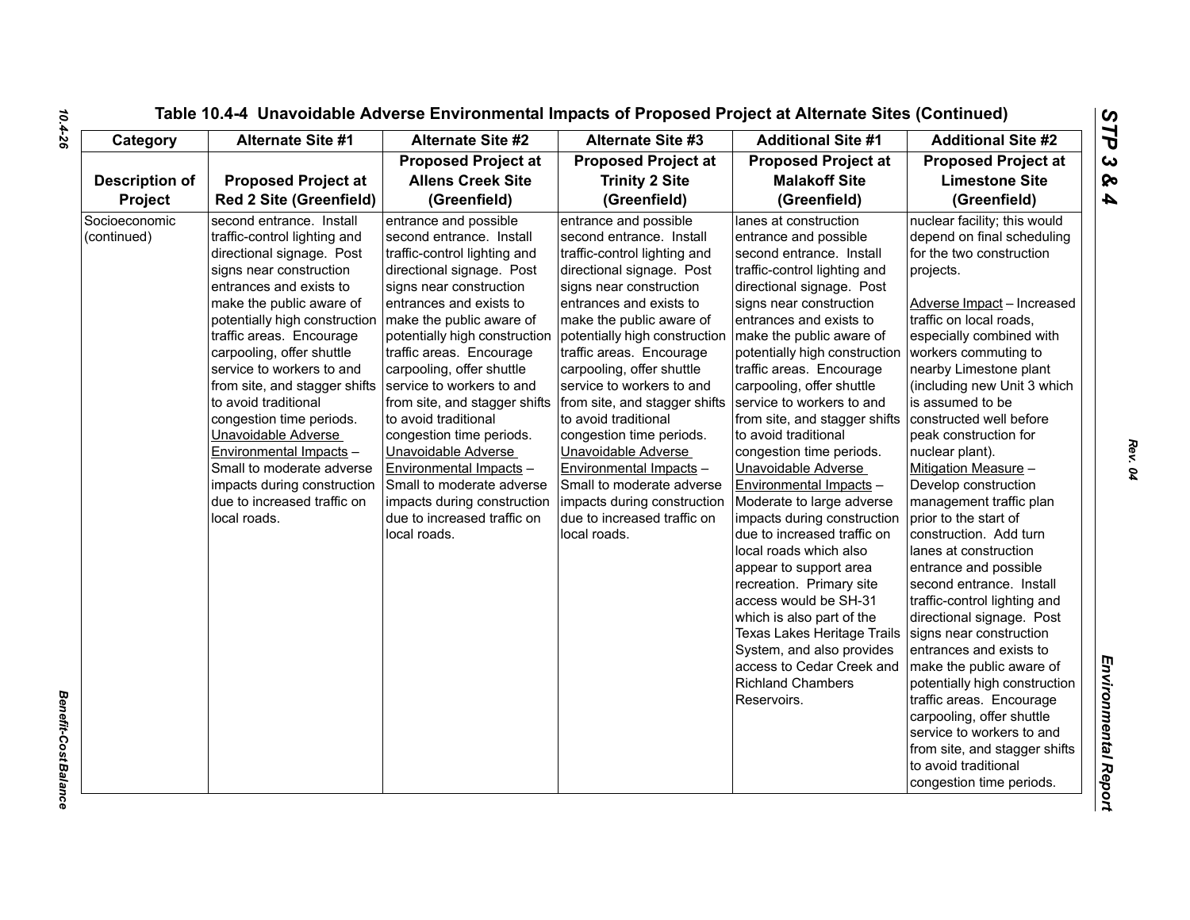# Table 10.4-4 Unavoidable Adverse Environmental Impacts of Proposed Project at Alternate Sites (Continued)

| Category | Alternate Site #1 | Alternate Site #2 | Alternate Site #3 | Additional Site #1 | Additional Site #2 |
|---|---|---|---|---|---|
| **Description of Project** | **Proposed Project at Red 2 Site (Greenfield)** | **Proposed Project at Allens Creek Site (Greenfield)** | **Proposed Project at Trinity 2 Site (Greenfield)** | **Proposed Project at Malakoff Site (Greenfield)** | **Proposed Project at Limestone Site (Greenfield)** |
| Socioeconomic (continued) | second entrance. Install traffic-control lighting and directional signage. Post signs near construction entrances and exists to make the public aware of potentially high construction traffic areas. Encourage carpooling, offer shuttle service to workers to and from site, and stagger shifts to avoid traditional congestion time periods. <u>Unavoidable Adverse Environmental Impacts</u> – Small to moderate adverse impacts during construction due to increased traffic on local roads. | entrance and possible second entrance. Install traffic-control lighting and directional signage. Post signs near construction entrances and exists to make the public aware of potentially high construction traffic areas. Encourage carpooling, offer shuttle service to workers to and from site, and stagger shifts to avoid traditional congestion time periods. <u>Unavoidable Adverse Environmental Impacts</u> – Small to moderate adverse impacts during construction due to increased traffic on local roads. | entrance and possible second entrance. Install traffic-control lighting and directional signage. Post signs near construction entrances and exists to make the public aware of potentially high construction traffic areas. Encourage carpooling, offer shuttle service to workers to and from site, and stagger shifts to avoid traditional congestion time periods. <u>Unavoidable Adverse Environmental Impacts</u> – Small to moderate adverse impacts during construction due to increased traffic on local roads. | lanes at construction entrance and possible second entrance. Install traffic-control lighting and directional signage. Post signs near construction entrances and exists to make the public aware of potentially high construction traffic areas. Encourage carpooling, offer shuttle service to workers to and from site, and stagger shifts to avoid traditional congestion time periods. <u>Unavoidable Adverse Environmental Impacts</u> – Moderate to large adverse impacts during construction due to increased traffic on local roads which also appear to support area recreation. Primary site access would be SH-31 which is also part of the Texas Lakes Heritage Trails System, and also provides access to Cedar Creek and Richland Chambers Reservoirs. | nuclear facility; this would depend on final scheduling for the two construction projects.<br><br><u>Adverse Impact</u> – Increased traffic on local roads, especially combined with workers commuting to nearby Limestone plant (including new Unit 3 which is assumed to be constructed well before peak construction for nuclear plant). <u>Mitigation Measure</u> – Develop construction management traffic plan prior to the start of construction. Add turn lanes at construction entrance and possible second entrance. Install traffic-control lighting and directional signage. Post signs near construction entrances and exists to make the public aware of potentially high construction traffic areas. Encourage carpooling, offer shuttle service to workers to and from site, and stagger shifts to avoid traditional congestion time periods. |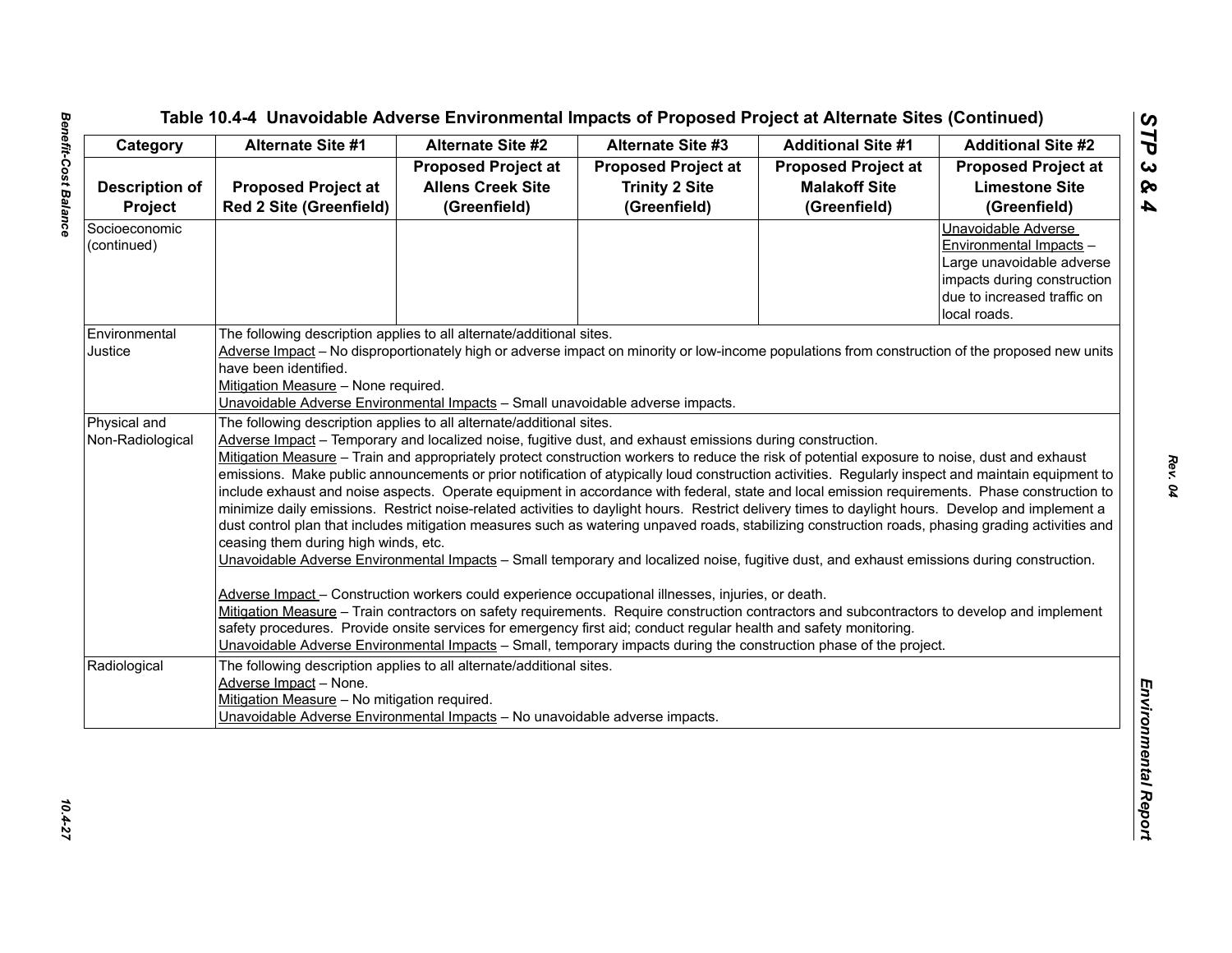## Table 10.4-4 Unavoidable Adverse Environmental Impacts of Proposed Project at Alternate Sites (Continued)

| Category | Alternate Site #1 | Alternate Site #2 | Alternate Site #3 | Additional Site #1 | Additional Site #2 |
|---|---|---|---|---|---|
| Description of Project | Proposed Project at Red 2 Site (Greenfield) | Proposed Project at Allens Creek Site (Greenfield) | Proposed Project at Trinity 2 Site (Greenfield) | Proposed Project at Malakoff Site (Greenfield) | Proposed Project at Limestone Site (Greenfield) |
| Socioeconomic (continued) | | | | | Unavoidable Adverse Environmental Impacts – Large unavoidable adverse impacts during construction due to increased traffic on local roads. |
| Environmental Justice | The following description applies to all alternate/additional sites.<br>Adverse Impact – No disproportionately high or adverse impact on minority or low-income populations from construction of the proposed new units have been identified.<br>Mitigation Measure – None required.<br>Unavoidable Adverse Environmental Impacts – Small unavoidable adverse impacts. | | | | |
| Physical and Non-Radiological | The following description applies to all alternate/additional sites.<br>Adverse Impact – Temporary and localized noise, fugitive dust, and exhaust emissions during construction.<br>Mitigation Measure – Train and appropriately protect construction workers to reduce the risk of potential exposure to noise, dust and exhaust emissions. Make public announcements or prior notification of atypically loud construction activities. Regularly inspect and maintain equipment to include exhaust and noise aspects. Operate equipment in accordance with federal, state and local emission requirements. Phase construction to minimize daily emissions. Restrict noise-related activities to daylight hours. Restrict delivery times to daylight hours. Develop and implement a dust control plan that includes mitigation measures such as watering unpaved roads, stabilizing construction roads, phasing grading activities and ceasing them during high winds, etc.<br>Unavoidable Adverse Environmental Impacts – Small temporary and localized noise, fugitive dust, and exhaust emissions during construction.<br><br>Adverse Impact – Construction workers could experience occupational illnesses, injuries, or death.<br>Mitigation Measure – Train contractors on safety requirements. Require construction contractors and subcontractors to develop and implement safety procedures. Provide onsite services for emergency first aid; conduct regular health and safety monitoring.<br>Unavoidable Adverse Environmental Impacts – Small, temporary impacts during the construction phase of the project. | | | | |
| Radiological | The following description applies to all alternate/additional sites.<br>Adverse Impact – None.<br>Mitigation Measure – No mitigation required.<br>Unavoidable Adverse Environmental Impacts – No unavoidable adverse impacts. | | | | |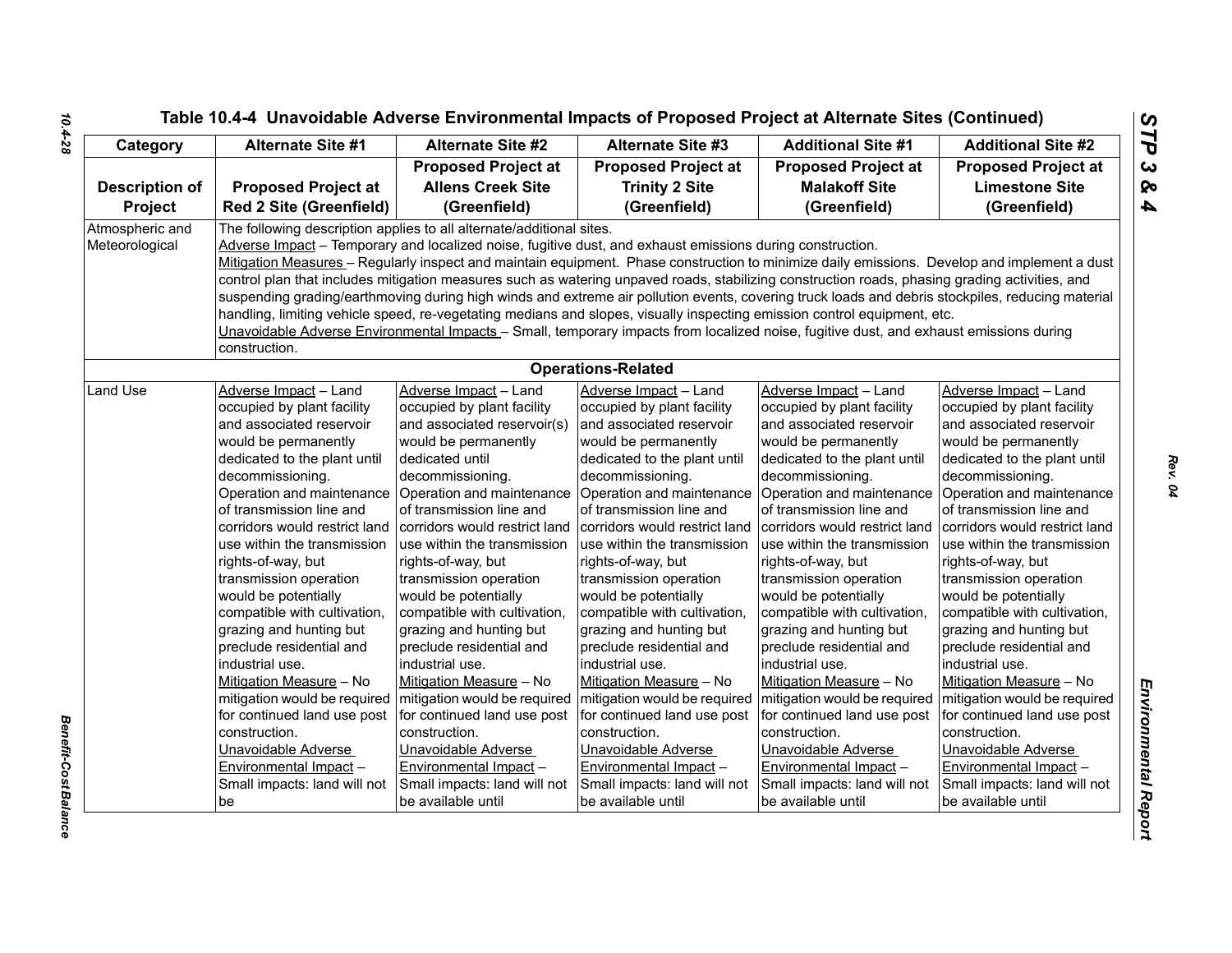# Table 10.4-4 Unavoidable Adverse Environmental Impacts of Proposed Project at Alternate Sites (Continued)

| Category | Alternate Site #1 | Alternate Site #2 | Alternate Site #3 | Additional Site #1 | Additional Site #2 |
|---|---|---|---|---|---|
| **Description of Project** | **Proposed Project at Red 2 Site (Greenfield)** | **Proposed Project at Allens Creek Site (Greenfield)** | **Proposed Project at Trinity 2 Site (Greenfield)** | **Proposed Project at Malakoff Site (Greenfield)** | **Proposed Project at Limestone Site (Greenfield)** |
| Atmospheric and Meteorological | The following description applies to all alternate/additional sites. Adverse Impact – Temporary and localized noise, fugitive dust, and exhaust emissions during construction. Mitigation Measures – Regularly inspect and maintain equipment. Phase construction to minimize daily emissions. Develop and implement a dust control plan that includes mitigation measures such as watering unpaved roads, stabilizing construction roads, phasing grading activities, and suspending grading/earthmoving during high winds and extreme air pollution events, covering truck loads and debris stockpiles, reducing material handling, limiting vehicle speed, re-vegetating medians and slopes, visually inspecting emission control equipment, etc. Unavoidable Adverse Environmental Impacts – Small, temporary impacts from localized noise, fugitive dust, and exhaust emissions during construction. | | | | |
| | | | **Operations-Related** | | |
| Land Use | Adverse Impact – Land occupied by plant facility and associated reservoir would be permanently dedicated to the plant until decommissioning. Operation and maintenance of transmission line and corridors would restrict land use within the transmission rights-of-way, but transmission operation would be potentially compatible with cultivation, grazing and hunting but preclude residential and industrial use. Mitigation Measure – No mitigation would be required for continued land use post construction. Unavoidable Adverse Environmental Impact – Small impacts: land will not be | Adverse Impact – Land occupied by plant facility and associated reservoir(s) would be permanently dedicated until decommissioning. Operation and maintenance of transmission line and corridors would restrict land use within the transmission rights-of-way, but transmission operation would be potentially compatible with cultivation, grazing and hunting but preclude residential and industrial use. Mitigation Measure – No mitigation would be required for continued land use post construction. Unavoidable Adverse Environmental Impact – Small impacts: land will not be available until | Adverse Impact – Land occupied by plant facility and associated reservoir would be permanently dedicated to the plant until decommissioning. Operation and maintenance of transmission line and corridors would restrict land use within the transmission rights-of-way, but transmission operation would be potentially compatible with cultivation, grazing and hunting but preclude residential and industrial use. Mitigation Measure – No mitigation would be required for continued land use post construction. Unavoidable Adverse Environmental Impact – Small impacts: land will not be available until | Adverse Impact – Land occupied by plant facility and associated reservoir would be permanently dedicated to the plant until decommissioning. Operation and maintenance of transmission line and corridors would restrict land use within the transmission rights-of-way, but transmission operation would be potentially compatible with cultivation, grazing and hunting but preclude residential and industrial use. Mitigation Measure – No mitigation would be required for continued land use post construction. Unavoidable Adverse Environmental Impact – Small impacts: land will not be available until | Adverse Impact – Land occupied by plant facility and associated reservoir would be permanently dedicated to the plant until decommissioning. Operation and maintenance of transmission line and corridors would restrict land use within the transmission rights-of-way, but transmission operation would be potentially compatible with cultivation, grazing and hunting but preclude residential and industrial use. Mitigation Measure – No mitigation would be required for continued land use post construction. Unavoidable Adverse Environmental Impact – Small impacts: land will not be available until |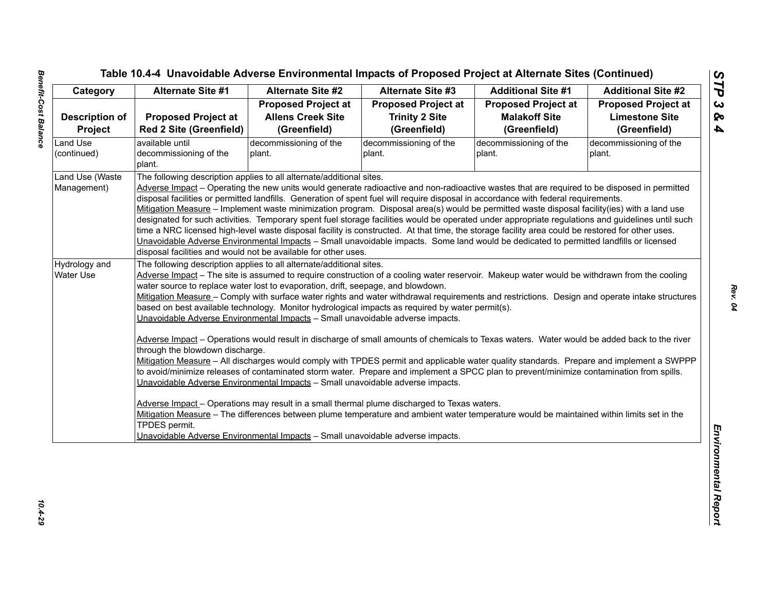Table 10.4-4 Unavoidable Adverse Environmental Impacts of Proposed Project at Alternate Sites (Continued)

| Category | Alternate Site #1 | Alternate Site #2 | Alternate Site #3 | Additional Site #1 | Additional Site #2 |
|---|---|---|---|---|---|
| Description of Project | Proposed Project at Red 2 Site (Greenfield) | Proposed Project at Allens Creek Site (Greenfield) | Proposed Project at Trinity 2 Site (Greenfield) | Proposed Project at Malakoff Site (Greenfield) | Proposed Project at Limestone Site (Greenfield) |
| Land Use (continued) | available until decommissioning of the plant. | decommissioning of the plant. | decommissioning of the plant. | decommissioning of the plant. | decommissioning of the plant. |
| Land Use (Waste Management) | The following description applies to all alternate/additional sites.<br>Adverse Impact – Operating the new units would generate radioactive and non-radioactive wastes that are required to be disposed in permitted disposal facilities or permitted landfills. Generation of spent fuel will require disposal in accordance with federal requirements.<br>Mitigation Measure – Implement waste minimization program. Disposal area(s) would be permitted waste disposal facility(ies) with a land use designated for such activities. Temporary spent fuel storage facilities would be operated under appropriate regulations and guidelines until such time a NRC licensed high-level waste disposal facility is constructed. At that time, the storage facility area could be restored for other uses.<br>Unavoidable Adverse Environmental Impacts – Small unavoidable impacts. Some land would be dedicated to permitted landfills or licensed disposal facilities and would not be available for other uses. | | | | |
| Hydrology and Water Use | The following description applies to all alternate/additional sites.<br>Adverse Impact – The site is assumed to require construction of a cooling water reservoir. Makeup water would be withdrawn from the cooling water source to replace water lost to evaporation, drift, seepage, and blowdown.<br>Mitigation Measure – Comply with surface water rights and water withdrawal requirements and restrictions. Design and operate intake structures based on best available technology. Monitor hydrological impacts as required by water permit(s).<br>Unavoidable Adverse Environmental Impacts – Small unavoidable adverse impacts.<br><br>Adverse Impact – Operations would result in discharge of small amounts of chemicals to Texas waters. Water would be added back to the river through the blowdown discharge.<br>Mitigation Measure – All discharges would comply with TPDES permit and applicable water quality standards. Prepare and implement a SWPPP to avoid/minimize releases of contaminated storm water. Prepare and implement a SPCC plan to prevent/minimize contamination from spills.<br>Unavoidable Adverse Environmental Impacts – Small unavoidable adverse impacts.<br><br>Adverse Impact – Operations may result in a small thermal plume discharged to Texas waters.<br>Mitigation Measure – The differences between plume temperature and ambient water temperature would be maintained within limits set in the TPDES permit.<br>Unavoidable Adverse Environmental Impacts – Small unavoidable adverse impacts. | | | | |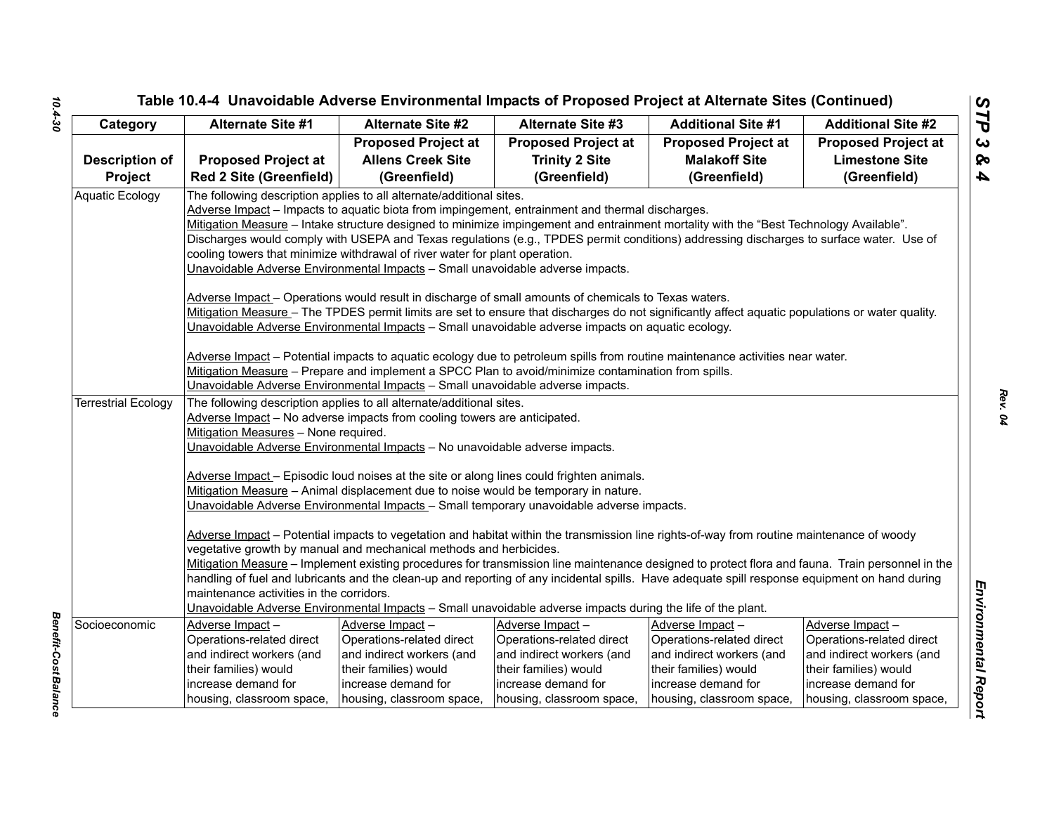# Table 10.4-4 Unavoidable Adverse Environmental Impacts of Proposed Project at Alternate Sites (Continued)

| Category | Alternate Site #1 | Alternate Site #2 | Alternate Site #3 | Additional Site #1 | Additional Site #2 |
|---|---|---|---|---|---|
| **Description of Project** | **Proposed Project at Red 2 Site (Greenfield)** | **Proposed Project at Allens Creek Site (Greenfield)** | **Proposed Project at Trinity 2 Site (Greenfield)** | **Proposed Project at Malakoff Site (Greenfield)** | **Proposed Project at Limestone Site (Greenfield)** |
| Aquatic Ecology | The following description applies to all alternate/additional sites.<br>Adverse Impact – Impacts to aquatic biota from impingement, entrainment and thermal discharges.<br>Mitigation Measure – Intake structure designed to minimize impingement and entrainment mortality with the "Best Technology Available". Discharges would comply with USEPA and Texas regulations (e.g., TPDES permit conditions) addressing discharges to surface water. Use of cooling towers that minimize withdrawal of river water for plant operation.<br>Unavoidable Adverse Environmental Impacts – Small unavoidable adverse impacts.<br><br>Adverse Impact – Operations would result in discharge of small amounts of chemicals to Texas waters.<br>Mitigation Measure – The TPDES permit limits are set to ensure that discharges do not significantly affect aquatic populations or water quality.<br>Unavoidable Adverse Environmental Impacts – Small unavoidable adverse impacts on aquatic ecology.<br><br>Adverse Impact – Potential impacts to aquatic ecology due to petroleum spills from routine maintenance activities near water.<br>Mitigation Measure – Prepare and implement a SPCC Plan to avoid/minimize contamination from spills.<br>Unavoidable Adverse Environmental Impacts – Small unavoidable adverse impacts. | | | | |
| Terrestrial Ecology | The following description applies to all alternate/additional sites.<br>Adverse Impact – No adverse impacts from cooling towers are anticipated.<br>Mitigation Measures – None required.<br>Unavoidable Adverse Environmental Impacts – No unavoidable adverse impacts.<br><br>Adverse Impact – Episodic loud noises at the site or along lines could frighten animals.<br>Mitigation Measure – Animal displacement due to noise would be temporary in nature.<br>Unavoidable Adverse Environmental Impacts – Small temporary unavoidable adverse impacts.<br><br>Adverse Impact – Potential impacts to vegetation and habitat within the transmission line rights-of-way from routine maintenance of woody vegetative growth by manual and mechanical methods and herbicides.<br>Mitigation Measure – Implement existing procedures for transmission line maintenance designed to protect flora and fauna. Train personnel in the handling of fuel and lubricants and the clean-up and reporting of any incidental spills. Have adequate spill response equipment on hand during maintenance activities in the corridors.<br>Unavoidable Adverse Environmental Impacts – Small unavoidable adverse impacts during the life of the plant. | | | | |
| Socioeconomic | Adverse Impact – Operations-related direct and indirect workers (and their families) would increase demand for housing, classroom space, | Adverse Impact – Operations-related direct and indirect workers (and their families) would increase demand for housing, classroom space, | Adverse Impact – Operations-related direct and indirect workers (and their families) would increase demand for housing, classroom space, | Adverse Impact – Operations-related direct and indirect workers (and their families) would increase demand for housing, classroom space, | Adverse Impact – Operations-related direct and indirect workers (and their families) would increase demand for housing, classroom space, |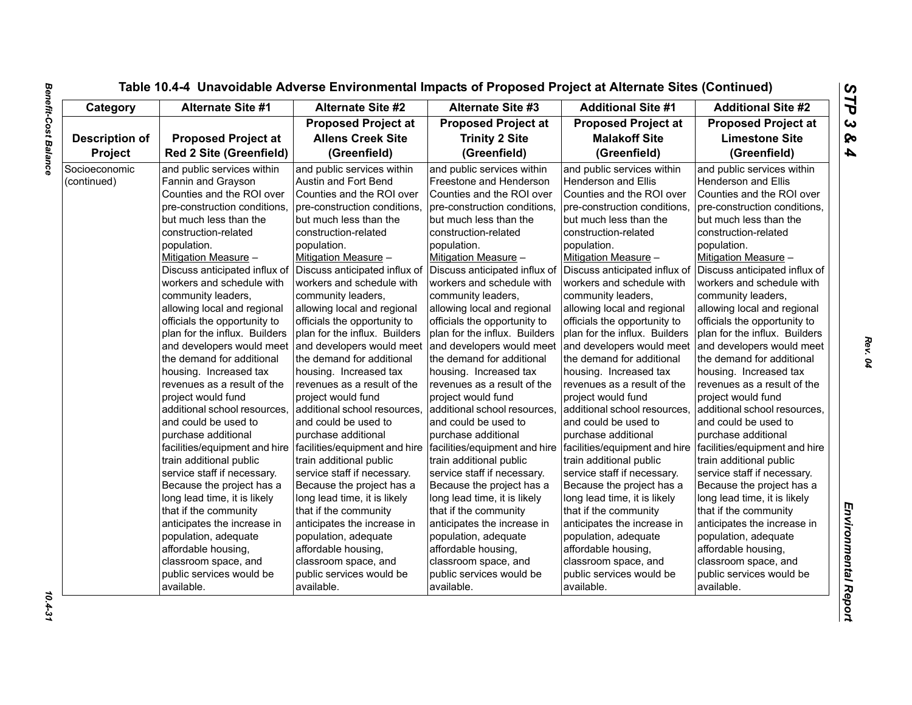# Table 10.4-4 Unavoidable Adverse Environmental Impacts of Proposed Project at Alternate Sites (Continued)

| Category | Alternate Site #1 | Alternate Site #2 | Alternate Site #3 | Additional Site #1 | Additional Site #2 |
|---|---|---|---|---|---|
| **Description of Project** | **Proposed Project at Red 2 Site (Greenfield)** | **Proposed Project at Allens Creek Site (Greenfield)** | **Proposed Project at Trinity 2 Site (Greenfield)** | **Proposed Project at Malakoff Site (Greenfield)** | **Proposed Project at Limestone Site (Greenfield)** |
| Socioeconomic (continued) | and public services within Fannin and Grayson Counties and the ROI over pre-construction conditions, but much less than the construction-related population. <u>Mitigation Measure</u> – Discuss anticipated influx of workers and schedule with community leaders, allowing local and regional officials the opportunity to plan for the influx. Builders and developers would meet the demand for additional housing. Increased tax revenues as a result of the project would fund additional school resources, and could be used to purchase additional facilities/equipment and hire train additional public service staff if necessary. Because the project has a long lead time, it is likely that if the community anticipates the increase in population, adequate affordable housing, classroom space, and public services would be available. | and public services within Austin and Fort Bend Counties and the ROI over pre-construction conditions, but much less than the construction-related population. <u>Mitigation Measure</u> – Discuss anticipated influx of workers and schedule with community leaders, allowing local and regional officials the opportunity to plan for the influx. Builders and developers would meet the demand for additional housing. Increased tax revenues as a result of the project would fund additional school resources, and could be used to purchase additional facilities/equipment and hire train additional public service staff if necessary. Because the project has a long lead time, it is likely that if the community anticipates the increase in population, adequate affordable housing, classroom space, and public services would be available. | and public services within Freestone and Henderson Counties and the ROI over pre-construction conditions, but much less than the construction-related population. <u>Mitigation Measure</u> – Discuss anticipated influx of workers and schedule with community leaders, allowing local and regional officials the opportunity to plan for the influx. Builders and developers would meet the demand for additional housing. Increased tax revenues as a result of the project would fund additional school resources, and could be used to purchase additional facilities/equipment and hire train additional public service staff if necessary. Because the project has a long lead time, it is likely that if the community anticipates the increase in population, adequate affordable housing, classroom space, and public services would be available. | and public services within Henderson and Ellis Counties and the ROI over pre-construction conditions, but much less than the construction-related population. <u>Mitigation Measure</u> – Discuss anticipated influx of workers and schedule with community leaders, allowing local and regional officials the opportunity to plan for the influx. Builders and developers would meet the demand for additional housing. Increased tax revenues as a result of the project would fund additional school resources, and could be used to purchase additional facilities/equipment and hire train additional public service staff if necessary. Because the project has a long lead time, it is likely that if the community anticipates the increase in population, adequate affordable housing, classroom space, and public services would be available. | and public services within Henderson and Ellis Counties and the ROI over pre-construction conditions, but much less than the construction-related population. <u>Mitigation Measure</u> – Discuss anticipated influx of workers and schedule with community leaders, allowing local and regional officials the opportunity to plan for the influx. Builders and developers would meet the demand for additional housing. Increased tax revenues as a result of the project would fund additional school resources, and could be used to purchase additional facilities/equipment and hire train additional public service staff if necessary. Because the project has a long lead time, it is likely that if the community anticipates the increase in population, adequate affordable housing, classroom space, and public services would be available. |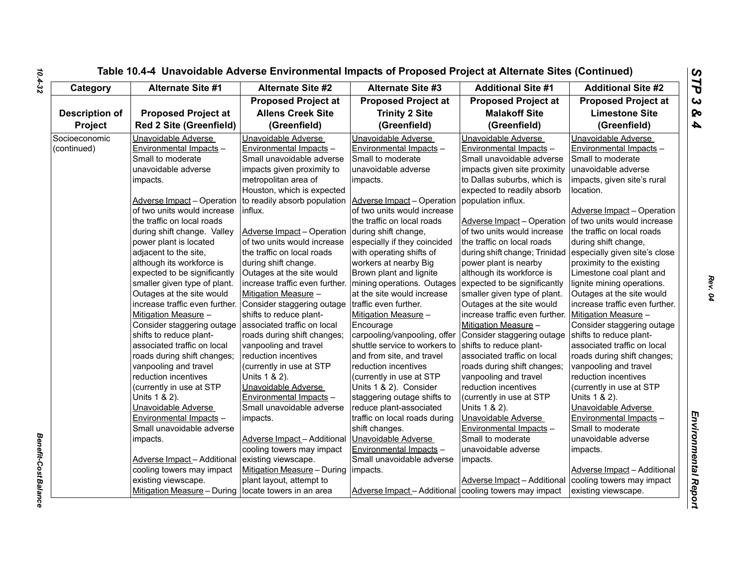## Table 10.4-4 Unavoidable Adverse Environmental Impacts of Proposed Project at Alternate Sites (Continued)

| Category | Alternate Site #1 | Alternate Site #2 | Alternate Site #3 | Additional Site #1 | Additional Site #2 |
|---|---|---|---|---|---|
| Description of Project | Proposed Project at Red 2 Site (Greenfield) | Proposed Project at Allens Creek Site (Greenfield) | Proposed Project at Trinity 2 Site (Greenfield) | Proposed Project at Malakoff Site (Greenfield) | Proposed Project at Limestone Site (Greenfield) |
| Socioeconomic (continued) | Unavoidable Adverse Environmental Impacts – Small to moderate unavoidable adverse impacts.<br><br>Adverse Impact – Operation of two units would increase the traffic on local roads during shift change. Valley power plant is located adjacent to the site, although its workforce is expected to be significantly smaller given type of plant. Outages at the site would increase traffic even further.<br>Mitigation Measure – Consider staggering outage shifts to reduce plant-associated traffic on local roads during shift changes; vanpooling and travel reduction incentives (currently in use at STP Units 1 & 2).<br>Unavoidable Adverse Environmental Impacts – Small unavoidable adverse impacts.<br><br>Adverse Impact – Additional cooling towers may impact existing viewscape.<br>Mitigation Measure – During | Unavoidable Adverse Environmental Impacts – Small unavoidable adverse impacts given proximity to metropolitan area of Houston, which is expected to readily absorb population influx.<br><br>Adverse Impact – Operation of two units would increase the traffic on local roads during shift change. Outages at the site would increase traffic even further.<br>Mitigation Measure – Consider staggering outage shifts to reduce plant-associated traffic on local roads during shift changes; vanpooling and travel reduction incentives (currently in use at STP Units 1 & 2).<br>Unavoidable Adverse Environmental Impacts – Small unavoidable adverse impacts.<br><br>Adverse Impact – Additional cooling towers may impact existing viewscape.<br>Mitigation Measure – During plant layout, attempt to locate towers in an area | Unavoidable Adverse Environmental Impacts – Small to moderate unavoidable adverse impacts.<br><br>Adverse Impact – Operation of two units would increase the traffic on local roads during shift change, especially if they coincided with operating shifts of workers at nearby Big Brown plant and lignite mining operations. Outages at the site would increase traffic even further.<br>Mitigation Measure – Encourage carpooling/vanpooling, offer shuttle service to workers to and from site, and travel reduction incentives (currently in use at STP Units 1 & 2). Consider staggering outage shifts to reduce plant-associated traffic on local roads during shift changes.<br>Unavoidable Adverse Environmental Impacts – Small unavoidable adverse impacts.<br><br>Adverse Impact – Additional | Unavoidable Adverse Environmental Impacts – Small unavoidable adverse impacts given site proximity to Dallas suburbs, which is expected to readily absorb population influx.<br><br>Adverse Impact – Operation of two units would increase the traffic on local roads during shift change; Trinidad power plant is nearby although its workforce is expected to be significantly smaller given type of plant. Outages at the site would increase traffic even further.<br>Mitigation Measure – Consider staggering outage shifts to reduce plant-associated traffic on local roads during shift changes; vanpooling and travel reduction incentives (currently in use at STP Units 1 & 2).<br>Unavoidable Adverse Environmental Impacts – Small to moderate unavoidable adverse impacts.<br><br>Adverse Impact – Additional cooling towers may impact | Unavoidable Adverse Environmental Impacts – Small to moderate unavoidable adverse impacts, given site's rural location.<br><br>Adverse Impact – Operation of two units would increase the traffic on local roads during shift change, especially given site's close proximity to the existing Limestone coal plant and lignite mining operations. Outages at the site would increase traffic even further.<br>Mitigation Measure – Consider staggering outage shifts to reduce plant-associated traffic on local roads during shift changes; vanpooling and travel reduction incentives (currently in use at STP Units 1 & 2).<br>Unavoidable Adverse Environmental Impacts – Small to moderate unavoidable adverse impacts.<br><br>Adverse Impact – Additional cooling towers may impact existing viewscape. |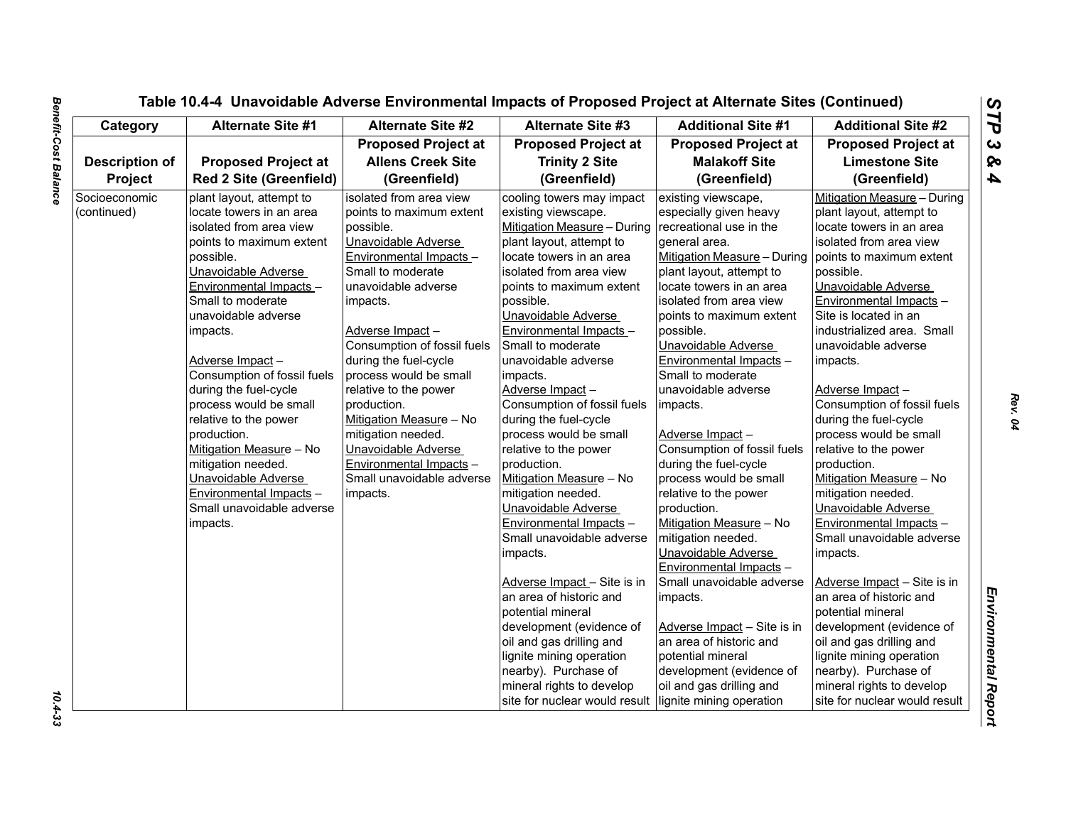**Table 10.4-4 Unavoidable Adverse Environmental Impacts of Proposed Project at Alternate Sites (Continued)**

| Category | Alternate Site #1 | Alternate Site #2 | Alternate Site #3 | Additional Site #1 | Additional Site #2 |
|---|---|---|---|---|---|
| Description of Project | Proposed Project at Red 2 Site (Greenfield) | Proposed Project at Allens Creek Site (Greenfield) | Proposed Project at Trinity 2 Site (Greenfield) | Proposed Project at Malakoff Site (Greenfield) | Proposed Project at Limestone Site (Greenfield) |
| Socioeconomic (continued) | plant layout, attempt to locate towers in an area isolated from area view points to maximum extent possible. Unavoidable Adverse Environmental Impacts – Small to moderate unavoidable adverse impacts. Adverse Impact – Consumption of fossil fuels during the fuel-cycle process would be small relative to the power production. Mitigation Measure – No mitigation needed. Unavoidable Adverse Environmental Impacts – Small unavoidable adverse impacts. | isolated from area view points to maximum extent possible. Unavoidable Adverse Environmental Impacts – Small to moderate unavoidable adverse impacts. Adverse Impact – Consumption of fossil fuels during the fuel-cycle process would be small relative to the power production. Mitigation Measure – No mitigation needed. Unavoidable Adverse Environmental Impacts – Small unavoidable adverse impacts. | cooling towers may impact existing viewscape. Mitigation Measure – During plant layout, attempt to locate towers in an area isolated from area view points to maximum extent possible. Unavoidable Adverse Environmental Impacts – Small to moderate unavoidable adverse impacts. Adverse Impact – Consumption of fossil fuels during the fuel-cycle process would be small relative to the power production. Mitigation Measure – No mitigation needed. Unavoidable Adverse Environmental Impacts – Small unavoidable adverse impacts. Adverse Impact – Site is in an area of historic and potential mineral development (evidence of oil and gas drilling and lignite mining operation nearby). Purchase of mineral rights to develop site for nuclear would result | existing viewscape, especially given heavy recreational use in the general area. Mitigation Measure – During plant layout, attempt to locate towers in an area isolated from area view points to maximum extent possible. Unavoidable Adverse Environmental Impacts – Small to moderate unavoidable adverse impacts. Adverse Impact – Consumption of fossil fuels during the fuel-cycle process would be small relative to the power production. Mitigation Measure – No mitigation needed. Unavoidable Adverse Environmental Impacts – Small unavoidable adverse impacts. Adverse Impact – Site is in an area of historic and potential mineral development (evidence of oil and gas drilling and lignite mining operation | Mitigation Measure – During plant layout, attempt to locate towers in an area isolated from area view points to maximum extent possible. Unavoidable Adverse Environmental Impacts – Site is located in an industrialized area. Small unavoidable adverse impacts. Adverse Impact – Consumption of fossil fuels during the fuel-cycle process would be small relative to the power production. Mitigation Measure – No mitigation needed. Unavoidable Adverse Environmental Impacts – Small unavoidable adverse impacts. Adverse Impact – Site is in an area of historic and potential mineral development (evidence of oil and gas drilling and lignite mining operation nearby). Purchase of mineral rights to develop site for nuclear would result |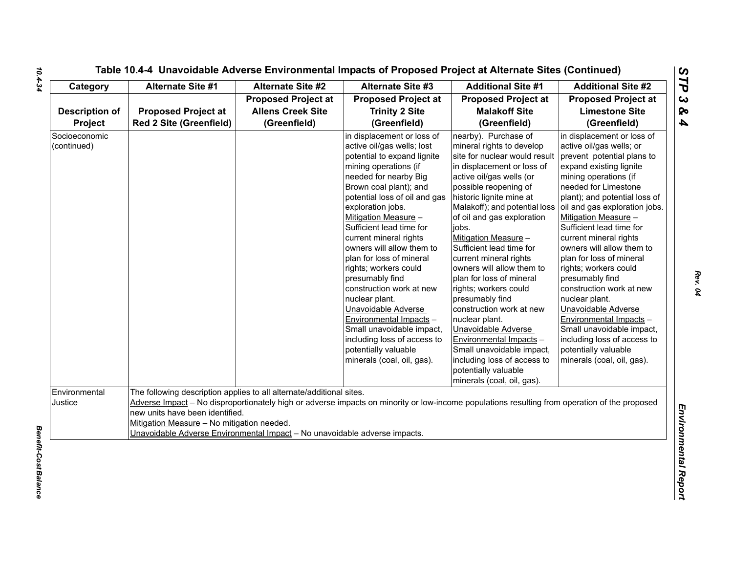## Table 10.4-4 Unavoidable Adverse Environmental Impacts of Proposed Project at Alternate Sites (Continued)

| Category | Alternate Site #1 | Alternate Site #2 | Alternate Site #3 | Additional Site #1 | Additional Site #2 |
|---|---|---|---|---|---|
| **Description of Project** | **Proposed Project at Red 2 Site (Greenfield)** | **Proposed Project at Allens Creek Site (Greenfield)** | **Proposed Project at Trinity 2 Site (Greenfield)** | **Proposed Project at Malakoff Site (Greenfield)** | **Proposed Project at Limestone Site (Greenfield)** |
| Socioeconomic (continued) | | | in displacement or loss of active oil/gas wells; lost potential to expand lignite mining operations (if needed for nearby Big Brown coal plant); and potential loss of oil and gas exploration jobs. Mitigation Measure – Sufficient lead time for current mineral rights owners will allow them to plan for loss of mineral rights; workers could presumably find construction work at new nuclear plant. Unavoidable Adverse Environmental Impacts – Small unavoidable impact, including loss of access to potentially valuable minerals (coal, oil, gas). | nearby). Purchase of mineral rights to develop site for nuclear would result in displacement or loss of active oil/gas wells (or possible reopening of historic lignite mine at Malakoff); and potential loss of oil and gas exploration jobs. Mitigation Measure – Sufficient lead time for current mineral rights owners will allow them to plan for loss of mineral rights; workers could presumably find construction work at new nuclear plant. Unavoidable Adverse Environmental Impacts – Small unavoidable impact, including loss of access to potentially valuable minerals (coal, oil, gas). | in displacement or loss of active oil/gas wells; or prevent potential plans to expand existing lignite mining operations (if needed for Limestone plant); and potential loss of oil and gas exploration jobs. Mitigation Measure – Sufficient lead time for current mineral rights owners will allow them to plan for loss of mineral rights; workers could presumably find construction work at new nuclear plant. Unavoidable Adverse Environmental Impacts – Small unavoidable impact, including loss of access to potentially valuable minerals (coal, oil, gas). |
| Environmental Justice | The following description applies to all alternate/additional sites. Adverse Impact – No disproportionately high or adverse impacts on minority or low-income populations resulting from operation of the proposed new units have been identified. Mitigation Measure – No mitigation needed. Unavoidable Adverse Environmental Impact – No unavoidable adverse impacts. | | | | |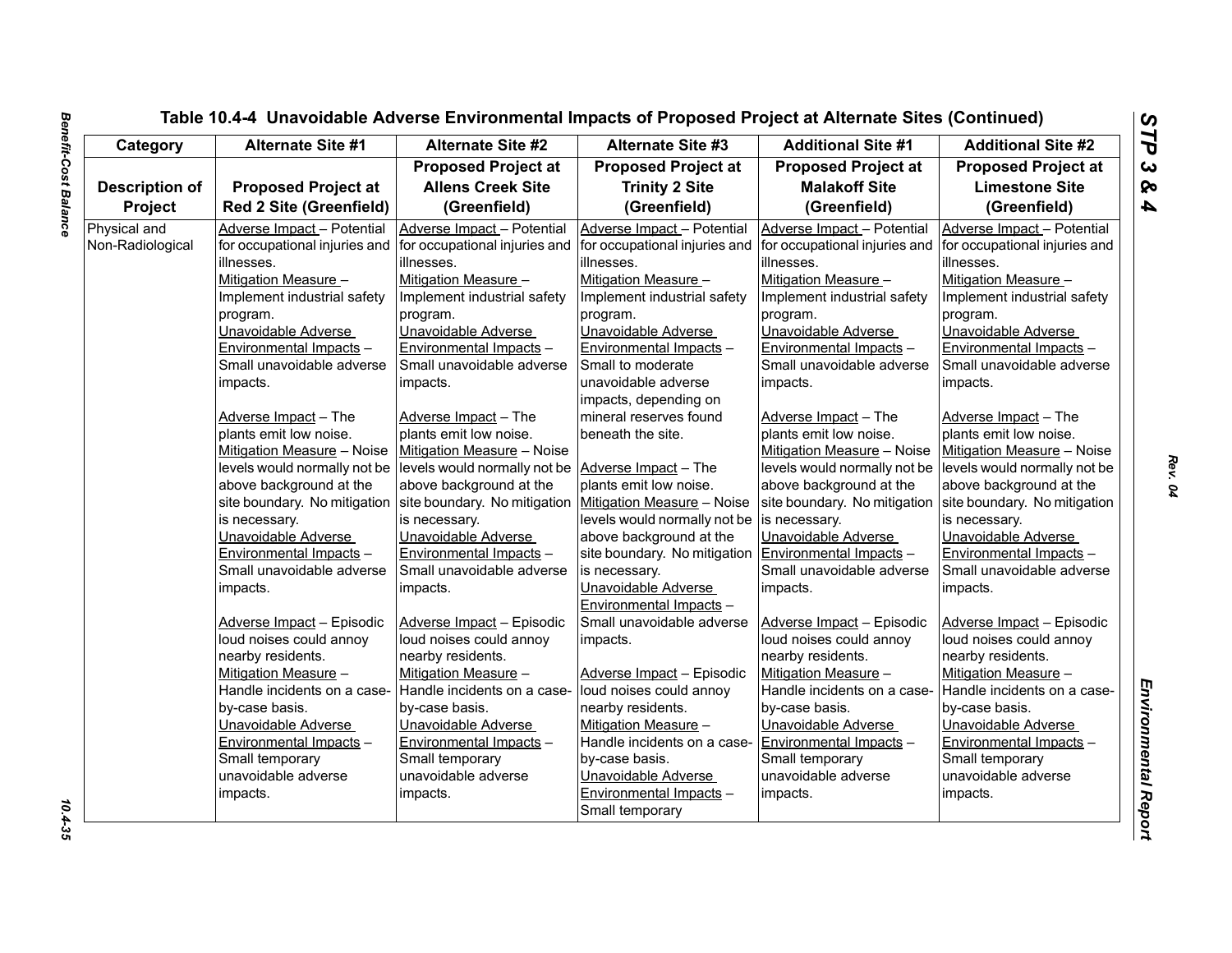Table 10.4-4 Unavoidable Adverse Environmental Impacts of Proposed Project at Alternate Sites (Continued)

| Category | Alternate Site #1 | Alternate Site #2 | Alternate Site #3 | Additional Site #1 | Additional Site #2 |
|---|---|---|---|---|---|
| **Description of Project** | **Proposed Project at Red 2 Site (Greenfield)** | **Proposed Project at Allens Creek Site (Greenfield)** | **Proposed Project at Trinity 2 Site (Greenfield)** | **Proposed Project at Malakoff Site (Greenfield)** | **Proposed Project at Limestone Site (Greenfield)** |
| Physical and Non-Radiological | Adverse Impact – Potential for occupational injuries and illnesses.<br>Mitigation Measure – Implement industrial safety program.<br>Unavoidable Adverse Environmental Impacts – Small unavoidable adverse impacts.<br><br>Adverse Impact – The plants emit low noise.<br>Mitigation Measure – Noise levels would normally not be above background at the site boundary. No mitigation is necessary.<br>Unavoidable Adverse Environmental Impacts – Small unavoidable adverse impacts.<br><br>Adverse Impact – Episodic loud noises could annoy nearby residents.<br>Mitigation Measure – Handle incidents on a case-by-case basis.<br>Unavoidable Adverse Environmental Impacts – Small temporary unavoidable adverse impacts. | Adverse Impact – Potential for occupational injuries and illnesses.<br>Mitigation Measure – Implement industrial safety program.<br>Unavoidable Adverse Environmental Impacts – Small unavoidable adverse impacts.<br><br>Adverse Impact – The plants emit low noise.<br>Mitigation Measure – Noise levels would normally not be above background at the site boundary. No mitigation is necessary.<br>Unavoidable Adverse Environmental Impacts – Small unavoidable adverse impacts.<br><br>Adverse Impact – Episodic loud noises could annoy nearby residents.<br>Mitigation Measure – Handle incidents on a case-by-case basis.<br>Unavoidable Adverse Environmental Impacts – Small temporary unavoidable adverse impacts. | Adverse Impact – Potential for occupational injuries and illnesses.<br>Mitigation Measure – Implement industrial safety program.<br>Unavoidable Adverse Environmental Impacts – Small to moderate unavoidable adverse impacts, depending on mineral reserves found beneath the site.<br><br>Adverse Impact – The plants emit low noise.<br>Mitigation Measure – Noise levels would normally not be above background at the site boundary. No mitigation is necessary.<br>Unavoidable Adverse Environmental Impacts – Small unavoidable adverse impacts.<br><br>Adverse Impact – Episodic loud noises could annoy nearby residents.<br>Mitigation Measure – Handle incidents on a case-by-case basis.<br>Unavoidable Adverse Environmental Impacts – Small temporary | Adverse Impact – Potential for occupational injuries and illnesses.<br>Mitigation Measure – Implement industrial safety program.<br>Unavoidable Adverse Environmental Impacts – Small unavoidable adverse impacts.<br><br>Adverse Impact – The plants emit low noise.<br>Mitigation Measure – Noise levels would normally not be above background at the site boundary. No mitigation is necessary.<br>Unavoidable Adverse Environmental Impacts – Small unavoidable adverse impacts.<br><br>Adverse Impact – Episodic loud noises could annoy nearby residents.<br>Mitigation Measure – Handle incidents on a case-by-case basis.<br>Unavoidable Adverse Environmental Impacts – Small temporary unavoidable adverse impacts. | Adverse Impact – Potential for occupational injuries and illnesses.<br>Mitigation Measure – Implement industrial safety program.<br>Unavoidable Adverse Environmental Impacts – Small unavoidable adverse impacts.<br><br>Adverse Impact – The plants emit low noise.<br>Mitigation Measure – Noise levels would normally not be above background at the site boundary. No mitigation is necessary.<br>Unavoidable Adverse Environmental Impacts – Small unavoidable adverse impacts.<br><br>Adverse Impact – Episodic loud noises could annoy nearby residents.<br>Mitigation Measure – Handle incidents on a case-by-case basis.<br>Unavoidable Adverse Environmental Impacts – Small temporary unavoidable adverse impacts. |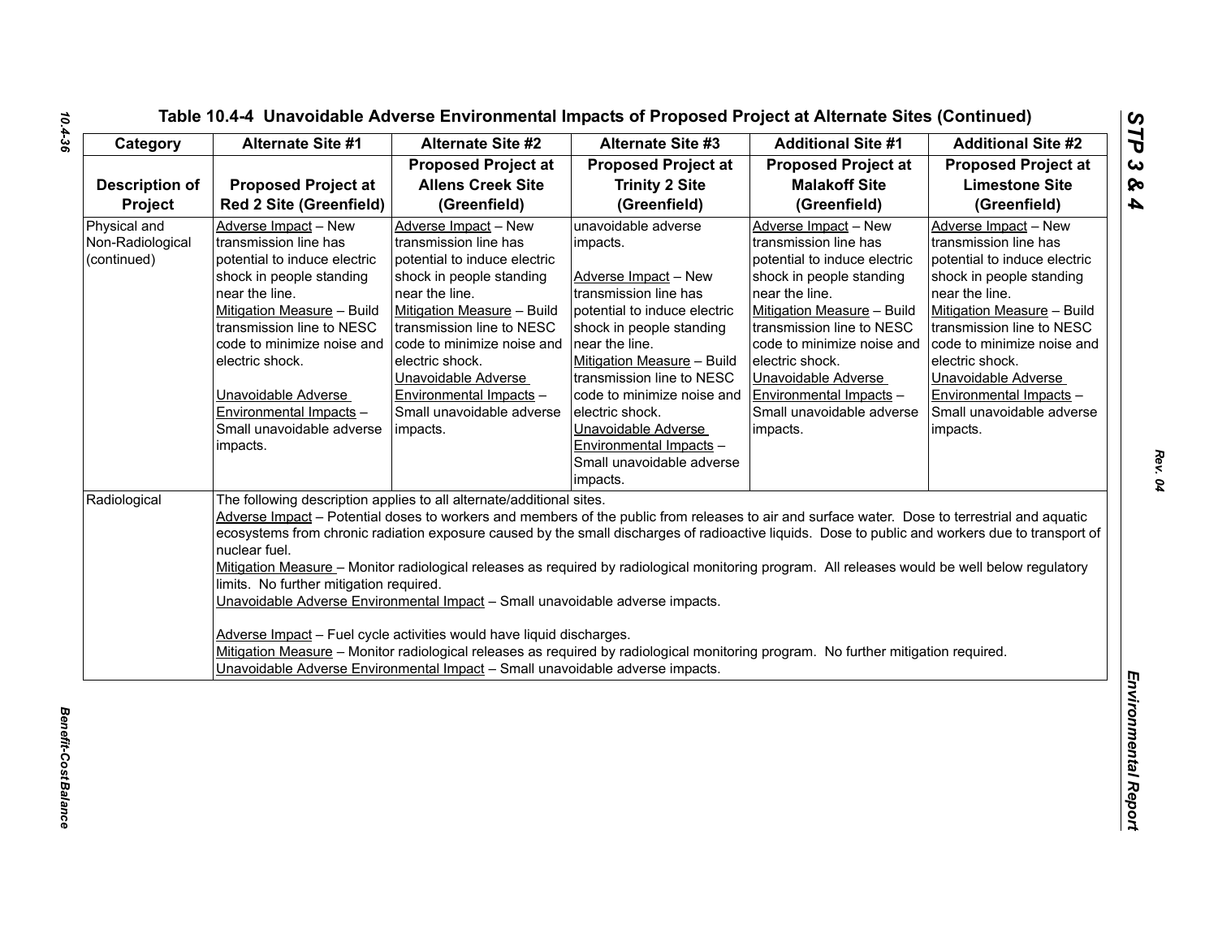## Table 10.4-4 Unavoidable Adverse Environmental Impacts of Proposed Project at Alternate Sites (Continued)

| Category | Alternate Site #1 | Alternate Site #2 | Alternate Site #3 | Additional Site #1 | Additional Site #2 |
|---|---|---|---|---|---|
| Description of Project | Proposed Project at Red 2 Site (Greenfield) | Proposed Project at Allens Creek Site (Greenfield) | Proposed Project at Trinity 2 Site (Greenfield) | Proposed Project at Malakoff Site (Greenfield) | Proposed Project at Limestone Site (Greenfield) |
| Physical and Non-Radiological (continued) | Adverse Impact – New transmission line has potential to induce electric shock in people standing near the line.<br>Mitigation Measure – Build transmission line to NESC code to minimize noise and electric shock.<br><br>Unavoidable Adverse Environmental Impacts – Small unavoidable adverse impacts. | Adverse Impact – New transmission line has potential to induce electric shock in people standing near the line.<br>Mitigation Measure – Build transmission line to NESC code to minimize noise and electric shock.<br>Unavoidable Adverse Environmental Impacts – Small unavoidable adverse impacts. | unavoidable adverse impacts.<br><br>Adverse Impact – New transmission line has potential to induce electric shock in people standing near the line.<br>Mitigation Measure – Build transmission line to NESC code to minimize noise and electric shock.<br>Unavoidable Adverse Environmental Impacts – Small unavoidable adverse impacts. | Adverse Impact – New transmission line has potential to induce electric shock in people standing near the line.<br>Mitigation Measure – Build transmission line to NESC code to minimize noise and electric shock.<br>Unavoidable Adverse Environmental Impacts – Small unavoidable adverse impacts. | Adverse Impact – New transmission line has potential to induce electric shock in people standing near the line.<br>Mitigation Measure – Build transmission line to NESC code to minimize noise and electric shock.<br>Unavoidable Adverse Environmental Impacts – Small unavoidable adverse impacts. |
| Radiological | The following description applies to all alternate/additional sites.<br>Adverse Impact – Potential doses to workers and members of the public from releases to air and surface water. Dose to terrestrial and aquatic ecosystems from chronic radiation exposure caused by the small discharges of radioactive liquids. Dose to public and workers due to transport of nuclear fuel.<br>Mitigation Measure – Monitor radiological releases as required by radiological monitoring program. All releases would be well below regulatory limits. No further mitigation required.<br>Unavoidable Adverse Environmental Impact – Small unavoidable adverse impacts.<br><br>Adverse Impact – Fuel cycle activities would have liquid discharges.<br>Mitigation Measure – Monitor radiological releases as required by radiological monitoring program. No further mitigation required.<br>Unavoidable Adverse Environmental Impact – Small unavoidable adverse impacts. | | | | |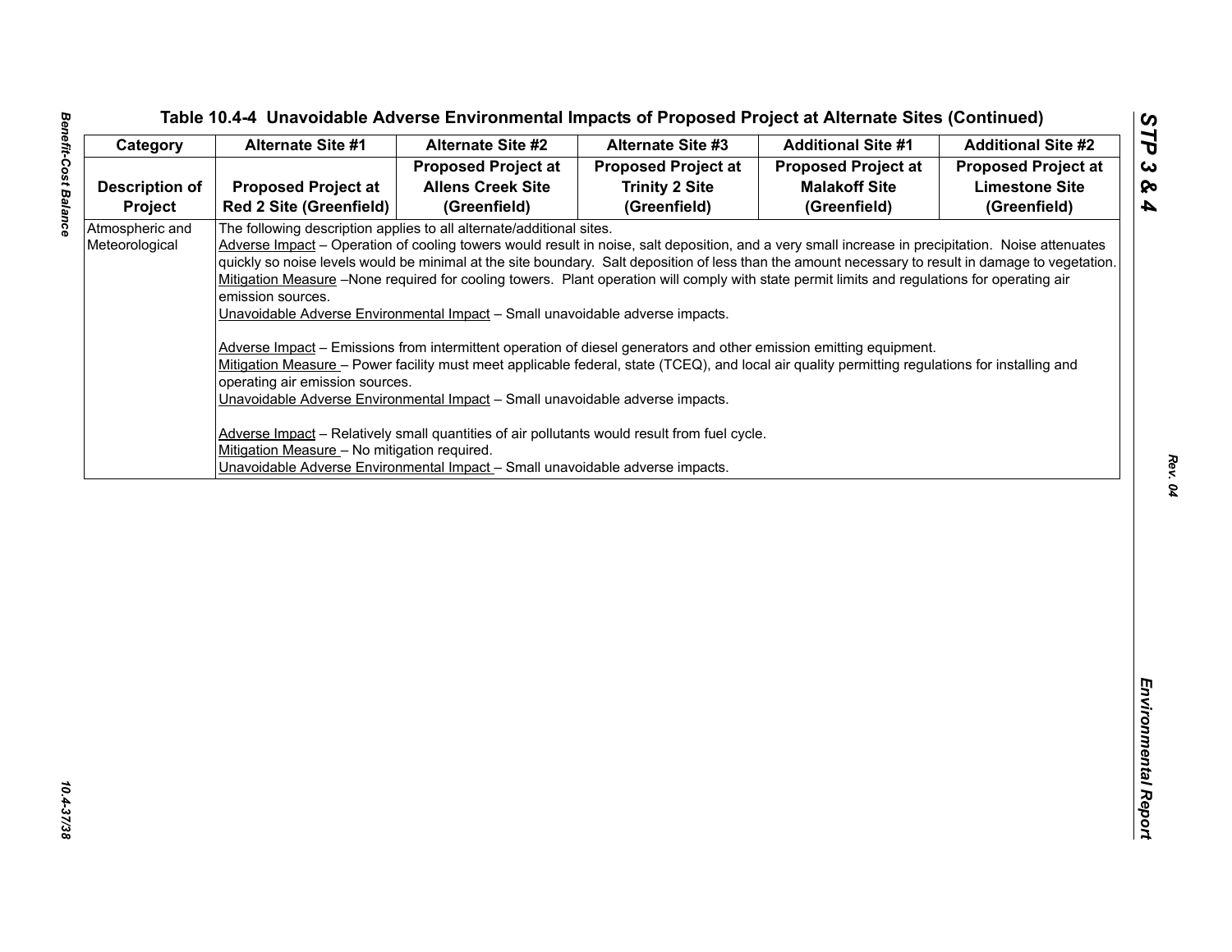## Table 10.4-4 Unavoidable Adverse Environmental Impacts of Proposed Project at Alternate Sites (Continued)

| Category | Alternate Site #1 | Alternate Site #2 | Alternate Site #3 | Additional Site #1 | Additional Site #2 |
|---|---|---|---|---|---|
| **Description of Project** | **Proposed Project at Red 2 Site (Greenfield)** | **Proposed Project at Allens Creek Site (Greenfield)** | **Proposed Project at Trinity 2 Site (Greenfield)** | **Proposed Project at Malakoff Site (Greenfield)** | **Proposed Project at Limestone Site (Greenfield)** |
| Atmospheric and Meteorological | The following description applies to all alternate/additional sites.<br>Adverse Impact – Operation of cooling towers would result in noise, salt deposition, and a very small increase in precipitation. Noise attenuates quickly so noise levels would be minimal at the site boundary. Salt deposition of less than the amount necessary to result in damage to vegetation.<br>Mitigation Measure –None required for cooling towers. Plant operation will comply with state permit limits and regulations for operating air emission sources.<br>Unavoidable Adverse Environmental Impact – Small unavoidable adverse impacts.<br><br>Adverse Impact – Emissions from intermittent operation of diesel generators and other emission emitting equipment.<br>Mitigation Measure – Power facility must meet applicable federal, state (TCEQ), and local air quality permitting regulations for installing and operating air emission sources.<br>Unavoidable Adverse Environmental Impact – Small unavoidable adverse impacts.<br><br>Adverse Impact – Relatively small quantities of air pollutants would result from fuel cycle.<br>Mitigation Measure – No mitigation required.<br>Unavoidable Adverse Environmental Impact – Small unavoidable adverse impacts. | | | | |